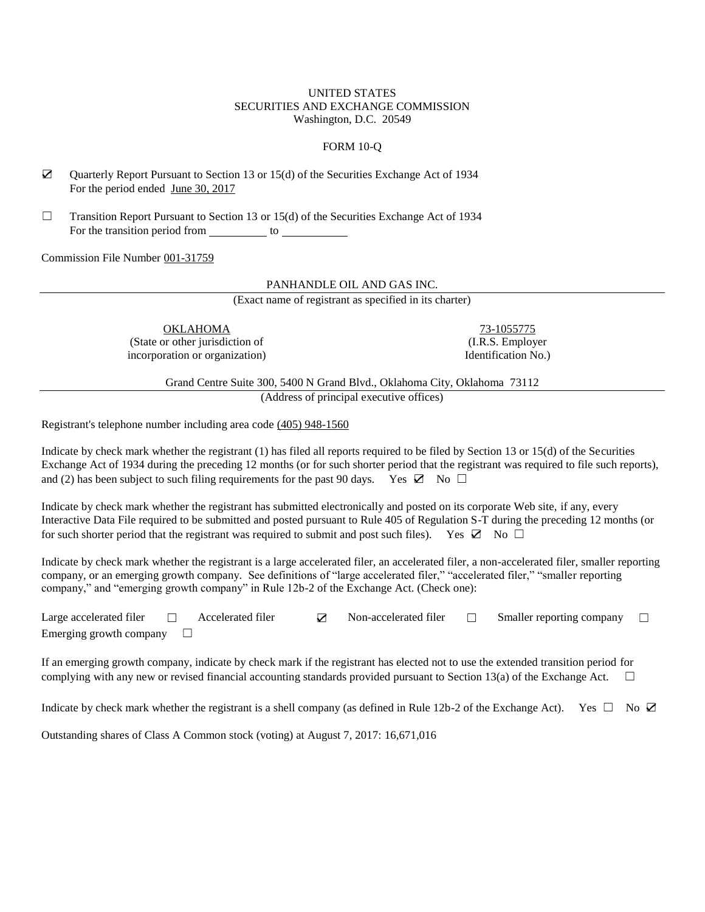UNITED STATES
SECURITIES AND EXCHANGE COMMISSION
Washington, D.C. 20549

FORM 10-Q

☑ Quarterly Report Pursuant to Section 13 or 15(d) of the Securities Exchange Act of 1934
For the period ended June 30, 2017

☐ Transition Report Pursuant to Section 13 or 15(d) of the Securities Exchange Act of 1934
For the transition period from __________ to __________

Commission File Number 001-31759

PANHANDLE OIL AND GAS INC.
(Exact name of registrant as specified in its charter)

| OKLAHOMA | 73-1055775 |
|---|---|
| (State or other jurisdiction of incorporation or organization) | (I.R.S. Employer Identification No.) |

Grand Centre Suite 300, 5400 N Grand Blvd., Oklahoma City, Oklahoma 73112
(Address of principal executive offices)

Registrant's telephone number including area code (405) 948-1560

Indicate by check mark whether the registrant (1) has filed all reports required to be filed by Section 13 or 15(d) of the Securities Exchange Act of 1934 during the preceding 12 months (or for such shorter period that the registrant was required to file such reports), and (2) has been subject to such filing requirements for the past 90 days. Yes ☑ No ☐

Indicate by check mark whether the registrant has submitted electronically and posted on its corporate Web site, if any, every Interactive Data File required to be submitted and posted pursuant to Rule 405 of Regulation S-T during the preceding 12 months (or for such shorter period that the registrant was required to submit and post such files). Yes ☑ No ☐

Indicate by check mark whether the registrant is a large accelerated filer, an accelerated filer, a non-accelerated filer, smaller reporting company, or an emerging growth company. See definitions of "large accelerated filer," "accelerated filer," "smaller reporting company," and "emerging growth company" in Rule 12b-2 of the Exchange Act. (Check one):

Large accelerated filer ☐ Accelerated filer ☑ Non-accelerated filer ☐ Smaller reporting company ☐
Emerging growth company ☐

If an emerging growth company, indicate by check mark if the registrant has elected not to use the extended transition period for complying with any new or revised financial accounting standards provided pursuant to Section 13(a) of the Exchange Act. ☐

Indicate by check mark whether the registrant is a shell company (as defined in Rule 12b-2 of the Exchange Act). Yes ☐ No ☑

Outstanding shares of Class A Common stock (voting) at August 7, 2017: 16,671,016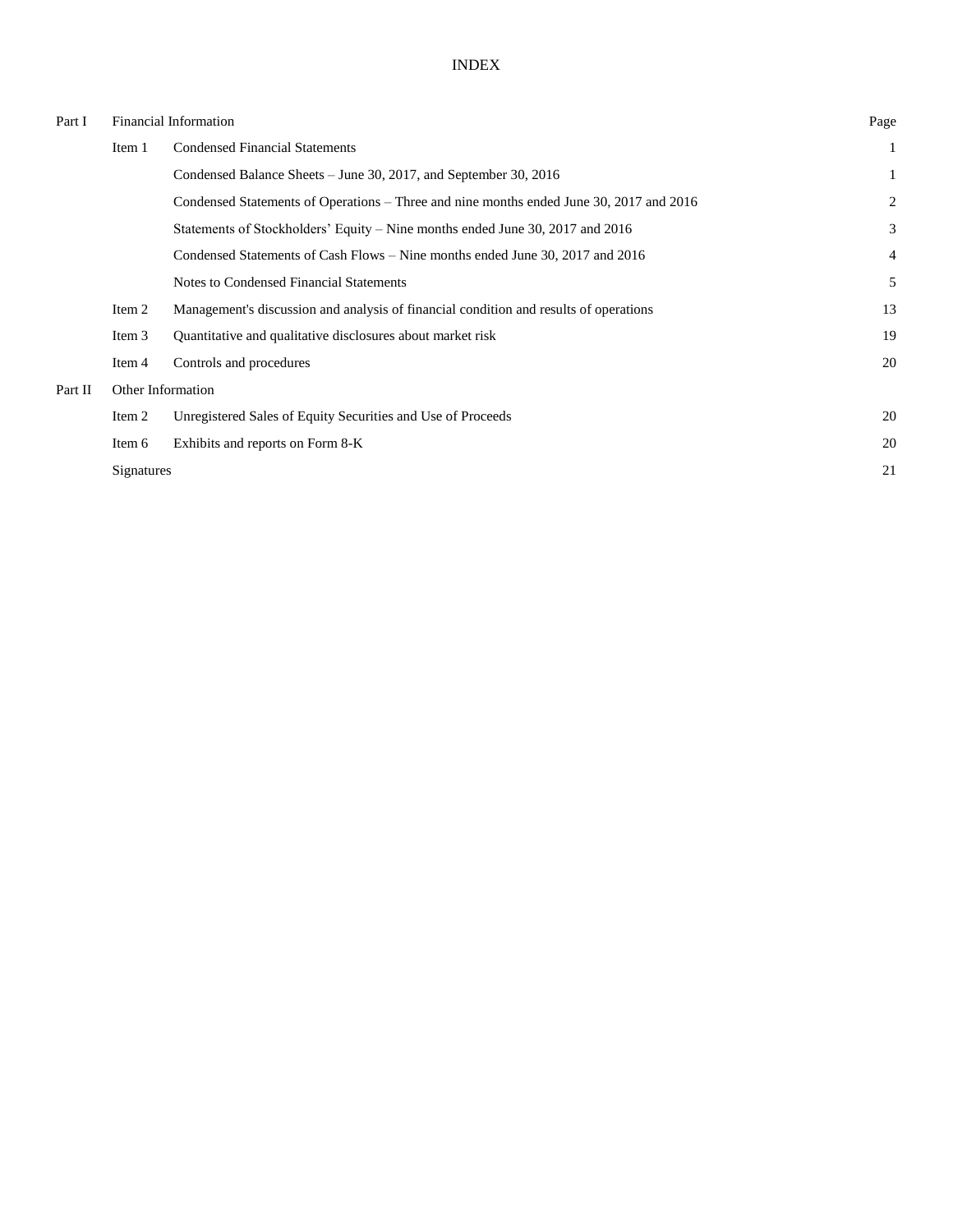# INDEX

| | | | Page |
|---|---|---|---|
| Part I | Financial Information | | |
| | Item 1 | Condensed Financial Statements | 1 |
| | | Condensed Balance Sheets – June 30, 2017, and September 30, 2016 | 1 |
| | | Condensed Statements of Operations – Three and nine months ended June 30, 2017 and 2016 | 2 |
| | | Statements of Stockholders' Equity – Nine months ended June 30, 2017 and 2016 | 3 |
| | | Condensed Statements of Cash Flows – Nine months ended June 30, 2017 and 2016 | 4 |
| | | Notes to Condensed Financial Statements | 5 |
| | Item 2 | Management's discussion and analysis of financial condition and results of operations | 13 |
| | Item 3 | Quantitative and qualitative disclosures about market risk | 19 |
| | Item 4 | Controls and procedures | 20 |
| Part II | Other Information | | |
| | Item 2 | Unregistered Sales of Equity Securities and Use of Proceeds | 20 |
| | Item 6 | Exhibits and reports on Form 8-K | 20 |
| | Signatures | | 21 |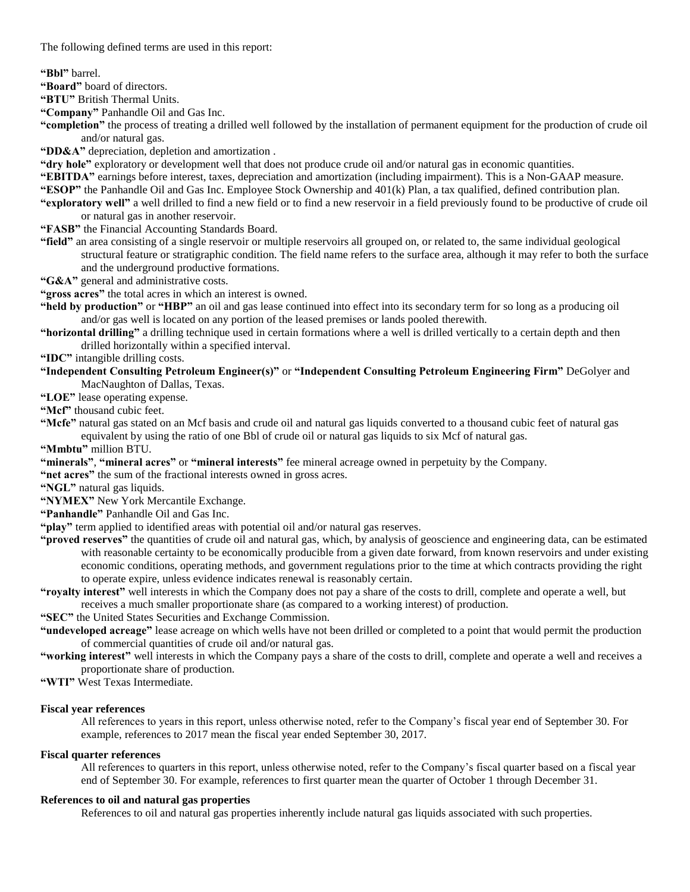The following defined terms are used in this report:

**"Bbl"** barrel.

**"Board"** board of directors.

**"BTU"** British Thermal Units.

**"Company"** Panhandle Oil and Gas Inc.

**"completion"** the process of treating a drilled well followed by the installation of permanent equipment for the production of crude oil and/or natural gas.

**"DD&A"** depreciation, depletion and amortization .

**"dry hole"** exploratory or development well that does not produce crude oil and/or natural gas in economic quantities.

**"EBITDA"** earnings before interest, taxes, depreciation and amortization (including impairment). This is a Non-GAAP measure.

**"ESOP"** the Panhandle Oil and Gas Inc. Employee Stock Ownership and 401(k) Plan, a tax qualified, defined contribution plan.

**"exploratory well"** a well drilled to find a new field or to find a new reservoir in a field previously found to be productive of crude oil or natural gas in another reservoir.

**"FASB"** the Financial Accounting Standards Board.

**"field"** an area consisting of a single reservoir or multiple reservoirs all grouped on, or related to, the same individual geological structural feature or stratigraphic condition. The field name refers to the surface area, although it may refer to both the surface and the underground productive formations.

**"G&A"** general and administrative costs.

**"gross acres"** the total acres in which an interest is owned.

**"held by production"** or **"HBP"** an oil and gas lease continued into effect into its secondary term for so long as a producing oil and/or gas well is located on any portion of the leased premises or lands pooled therewith.

**"horizontal drilling"** a drilling technique used in certain formations where a well is drilled vertically to a certain depth and then drilled horizontally within a specified interval.

**"IDC"** intangible drilling costs.

**"Independent Consulting Petroleum Engineer(s)"** or **"Independent Consulting Petroleum Engineering Firm"** DeGolyer and MacNaughton of Dallas, Texas.

**"LOE"** lease operating expense.

**"Mcf"** thousand cubic feet.

**"Mcfe"** natural gas stated on an Mcf basis and crude oil and natural gas liquids converted to a thousand cubic feet of natural gas equivalent by using the ratio of one Bbl of crude oil or natural gas liquids to six Mcf of natural gas.

**"Mmbtu"** million BTU.

**"minerals"**, **"mineral acres"** or **"mineral interests"** fee mineral acreage owned in perpetuity by the Company.

**"net acres"** the sum of the fractional interests owned in gross acres.

**"NGL"** natural gas liquids.

**"NYMEX"** New York Mercantile Exchange.

**"Panhandle"** Panhandle Oil and Gas Inc.

**"play"** term applied to identified areas with potential oil and/or natural gas reserves.

**"proved reserves"** the quantities of crude oil and natural gas, which, by analysis of geoscience and engineering data, can be estimated with reasonable certainty to be economically producible from a given date forward, from known reservoirs and under existing economic conditions, operating methods, and government regulations prior to the time at which contracts providing the right to operate expire, unless evidence indicates renewal is reasonably certain.

**"royalty interest"** well interests in which the Company does not pay a share of the costs to drill, complete and operate a well, but receives a much smaller proportionate share (as compared to a working interest) of production.

**"SEC"** the United States Securities and Exchange Commission.

**"undeveloped acreage"** lease acreage on which wells have not been drilled or completed to a point that would permit the production of commercial quantities of crude oil and/or natural gas.

**"working interest"** well interests in which the Company pays a share of the costs to drill, complete and operate a well and receives a proportionate share of production.

**"WTI"** West Texas Intermediate.

**Fiscal year references**

All references to years in this report, unless otherwise noted, refer to the Company's fiscal year end of September 30. For example, references to 2017 mean the fiscal year ended September 30, 2017.

**Fiscal quarter references**

All references to quarters in this report, unless otherwise noted, refer to the Company's fiscal quarter based on a fiscal year end of September 30. For example, references to first quarter mean the quarter of October 1 through December 31.

**References to oil and natural gas properties**

References to oil and natural gas properties inherently include natural gas liquids associated with such properties.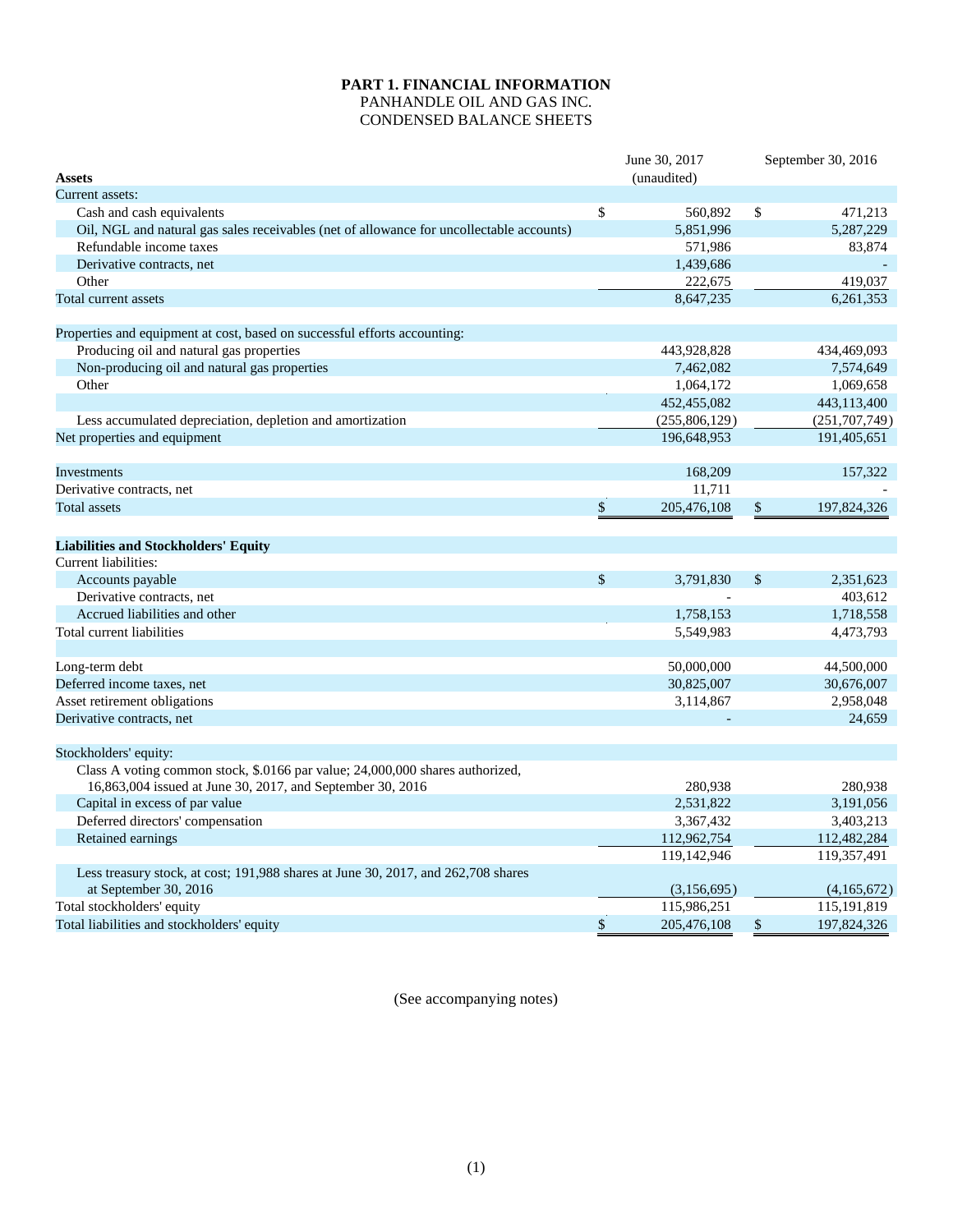# PART 1. FINANCIAL INFORMATION

## PANHANDLE OIL AND GAS INC.

## CONDENSED BALANCE SHEETS

| Assets | June 30, 2017 (unaudited) | September 30, 2016 |
|---|---|---|
| Current assets: | | |
| Cash and cash equivalents | $ 560,892 | $ 471,213 |
| Oil, NGL and natural gas sales receivables (net of allowance for uncollectable accounts) | 5,851,996 | 5,287,229 |
| Refundable income taxes | 571,986 | 83,874 |
| Derivative contracts, net | 1,439,686 | - |
| Other | 222,675 | 419,037 |
| Total current assets | 8,647,235 | 6,261,353 |
| | | |
| Properties and equipment at cost, based on successful efforts accounting: | | |
| Producing oil and natural gas properties | 443,928,828 | 434,469,093 |
| Non-producing oil and natural gas properties | 7,462,082 | 7,574,649 |
| Other | 1,064,172 | 1,069,658 |
| | 452,455,082 | 443,113,400 |
| Less accumulated depreciation, depletion and amortization | (255,806,129) | (251,707,749) |
| Net properties and equipment | 196,648,953 | 191,405,651 |
| | | |
| Investments | 168,209 | 157,322 |
| Derivative contracts, net | 11,711 | - |
| Total assets | $ 205,476,108 | $ 197,824,326 |
| | | |
| **Liabilities and Stockholders' Equity** | | |
| Current liabilities: | | |
| Accounts payable | $ 3,791,830 | $ 2,351,623 |
| Derivative contracts, net | - | 403,612 |
| Accrued liabilities and other | 1,758,153 | 1,718,558 |
| Total current liabilities | 5,549,983 | 4,473,793 |
| | | |
| Long-term debt | 50,000,000 | 44,500,000 |
| Deferred income taxes, net | 30,825,007 | 30,676,007 |
| Asset retirement obligations | 3,114,867 | 2,958,048 |
| Derivative contracts, net | - | 24,659 |
| | | |
| Stockholders' equity: | | |
| Class A voting common stock, $.0166 par value; 24,000,000 shares authorized, 16,863,004 issued at June 30, 2017, and September 30, 2016 | 280,938 | 280,938 |
| Capital in excess of par value | 2,531,822 | 3,191,056 |
| Deferred directors' compensation | 3,367,432 | 3,403,213 |
| Retained earnings | 112,962,754 | 112,482,284 |
| | 119,142,946 | 119,357,491 |
| Less treasury stock, at cost; 191,988 shares at June 30, 2017, and 262,708 shares at September 30, 2016 | (3,156,695) | (4,165,672) |
| Total stockholders' equity | 115,986,251 | 115,191,819 |
| Total liabilities and stockholders' equity | $ 205,476,108 | $ 197,824,326 |

(See accompanying notes)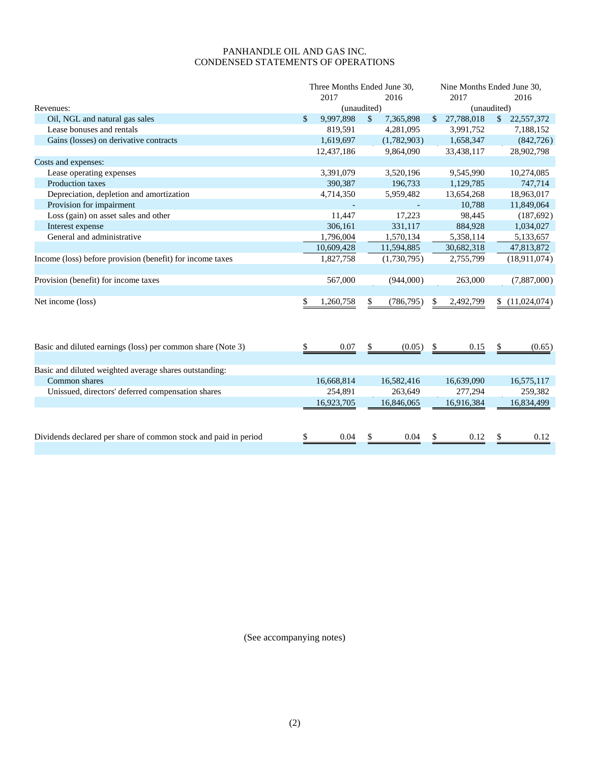# PANHANDLE OIL AND GAS INC.
## CONDENSED STATEMENTS OF OPERATIONS

| | Three Months Ended June 30, | | Nine Months Ended June 30, | |
|---|---|---|---|---|
| | 2017 | 2016 | 2017 | 2016 |
| Revenues: | (unaudited) | | (unaudited) | |
| Oil, NGL and natural gas sales | $ 9,997,898 | $ 7,365,898 | $ 27,788,018 | $ 22,557,372 |
| Lease bonuses and rentals | 819,591 | 4,281,095 | 3,991,752 | 7,188,152 |
| Gains (losses) on derivative contracts | 1,619,697 | (1,782,903) | 1,658,347 | (842,726) |
| | 12,437,186 | 9,864,090 | 33,438,117 | 28,902,798 |
| Costs and expenses: | | | | |
| Lease operating expenses | 3,391,079 | 3,520,196 | 9,545,990 | 10,274,085 |
| Production taxes | 390,387 | 196,733 | 1,129,785 | 747,714 |
| Depreciation, depletion and amortization | 4,714,350 | 5,959,482 | 13,654,268 | 18,963,017 |
| Provision for impairment | - | - | 10,788 | 11,849,064 |
| Loss (gain) on asset sales and other | 11,447 | 17,223 | 98,445 | (187,692) |
| Interest expense | 306,161 | 331,117 | 884,928 | 1,034,027 |
| General and administrative | 1,796,004 | 1,570,134 | 5,358,114 | 5,133,657 |
| | 10,609,428 | 11,594,885 | 30,682,318 | 47,813,872 |
| Income (loss) before provision (benefit) for income taxes | 1,827,758 | (1,730,795) | 2,755,799 | (18,911,074) |
| Provision (benefit) for income taxes | 567,000 | (944,000) | 263,000 | (7,887,000) |
| Net income (loss) | $ 1,260,758 | $ (786,795) | $ 2,492,799 | $ (11,024,074) |
| Basic and diluted earnings (loss) per common share (Note 3) | $ 0.07 | $ (0.05) | $ 0.15 | $ (0.65) |
| Basic and diluted weighted average shares outstanding: | | | | |
| Common shares | 16,668,814 | 16,582,416 | 16,639,090 | 16,575,117 |
| Unissued, directors' deferred compensation shares | 254,891 | 263,649 | 277,294 | 259,382 |
| | 16,923,705 | 16,846,065 | 16,916,384 | 16,834,499 |
| Dividends declared per share of common stock and paid in period | $ 0.04 | $ 0.04 | $ 0.12 | $ 0.12 |

(See accompanying notes)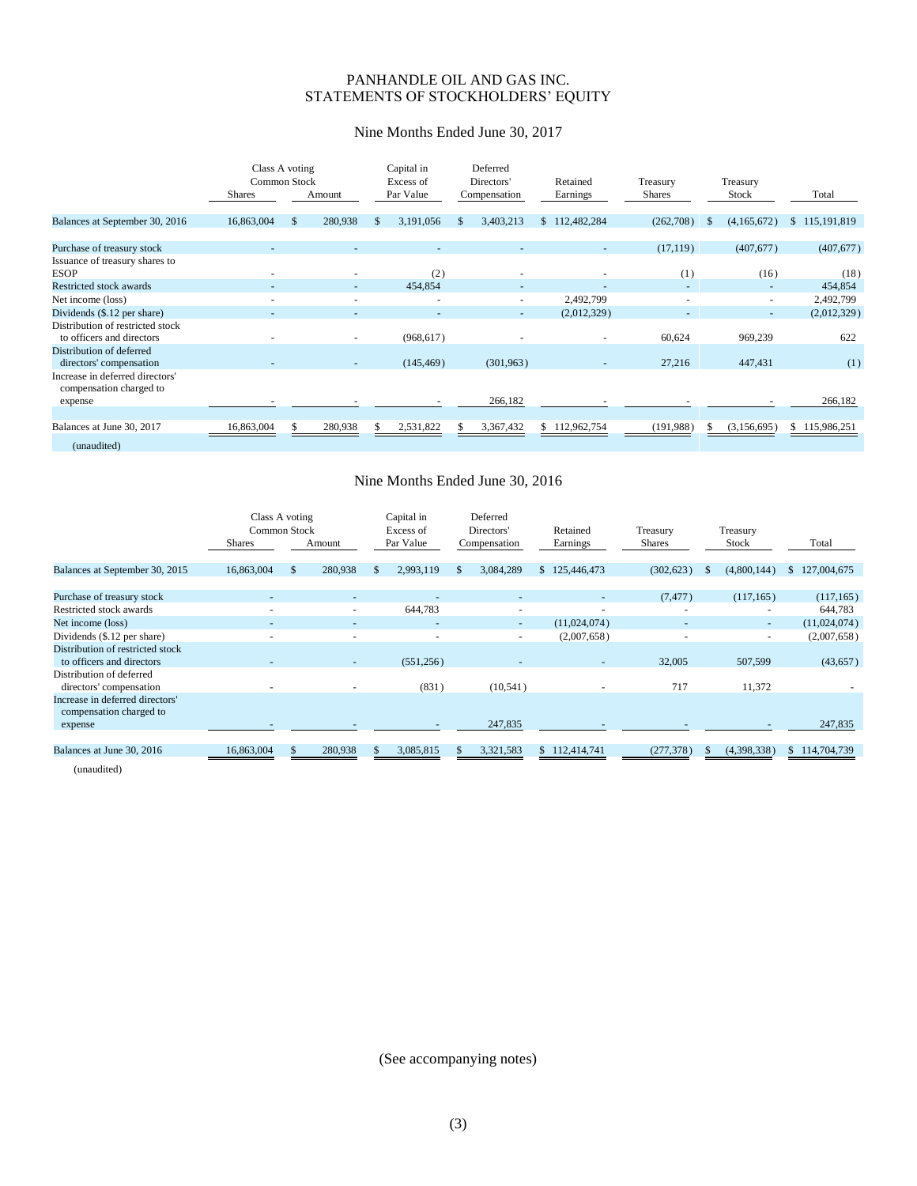# PANHANDLE OIL AND GAS INC.
## STATEMENTS OF STOCKHOLDERS' EQUITY

### Nine Months Ended June 30, 2017

| | Class A voting Common Stock Shares | Class A voting Common Stock Amount | Capital in Excess of Par Value | Deferred Directors' Compensation | Retained Earnings | Treasury Shares | Treasury Stock | Total |
|---|---|---|---|---|---|---|---|---|
| Balances at September 30, 2016 | 16,863,004 | $ 280,938 | $ 3,191,056 | $ 3,403,213 | $ 112,482,284 | (262,708) | $ (4,165,672) | $ 115,191,819 |
| Purchase of treasury stock | - | - | - | - | - | (17,119) | (407,677) | (407,677) |
| Issuance of treasury shares to ESOP | - | - | (2) | - | - | (1) | (16) | (18) |
| Restricted stock awards | - | - | 454,854 | - | - | - | - | 454,854 |
| Net income (loss) | - | - | - | - | 2,492,799 | - | - | 2,492,799 |
| Dividends ($.12 per share) | - | - | - | - | (2,012,329) | - | - | (2,012,329) |
| Distribution of restricted stock to officers and directors | - | - | (968,617) | - | - | 60,624 | 969,239 | 622 |
| Distribution of deferred directors' compensation | - | - | (145,469) | (301,963) | - | 27,216 | 447,431 | (1) |
| Increase in deferred directors' compensation charged to expense | - | - | - | 266,182 | - | - | - | 266,182 |
| Balances at June 30, 2017 | 16,863,004 | $ 280,938 | $ 2,531,822 | $ 3,367,432 | $ 112,962,754 | (191,988) | $ (3,156,695) | $ 115,986,251 |

(unaudited)

### Nine Months Ended June 30, 2016

| | Class A voting Common Stock Shares | Class A voting Common Stock Amount | Capital in Excess of Par Value | Deferred Directors' Compensation | Retained Earnings | Treasury Shares | Treasury Stock | Total |
|---|---|---|---|---|---|---|---|---|
| Balances at September 30, 2015 | 16,863,004 | $ 280,938 | $ 2,993,119 | $ 3,084,289 | $ 125,446,473 | (302,623) | $ (4,800,144) | $ 127,004,675 |
| Purchase of treasury stock | - | - | - | - | - | (7,477) | (117,165) | (117,165) |
| Restricted stock awards | - | - | 644,783 | - | - | - | - | 644,783 |
| Net income (loss) | - | - | - | - | (11,024,074) | - | - | (11,024,074) |
| Dividends ($.12 per share) | - | - | - | - | (2,007,658) | - | - | (2,007,658) |
| Distribution of restricted stock to officers and directors | - | - | (551,256) | - | - | 32,005 | 507,599 | (43,657) |
| Distribution of deferred directors' compensation | - | - | (831) | (10,541) | - | 717 | 11,372 | - |
| Increase in deferred directors' compensation charged to expense | - | - | - | 247,835 | - | - | - | 247,835 |
| Balances at June 30, 2016 | 16,863,004 | $ 280,938 | $ 3,085,815 | $ 3,321,583 | $ 112,414,741 | (277,378) | $ (4,398,338) | $ 114,704,739 |

(unaudited)

(See accompanying notes)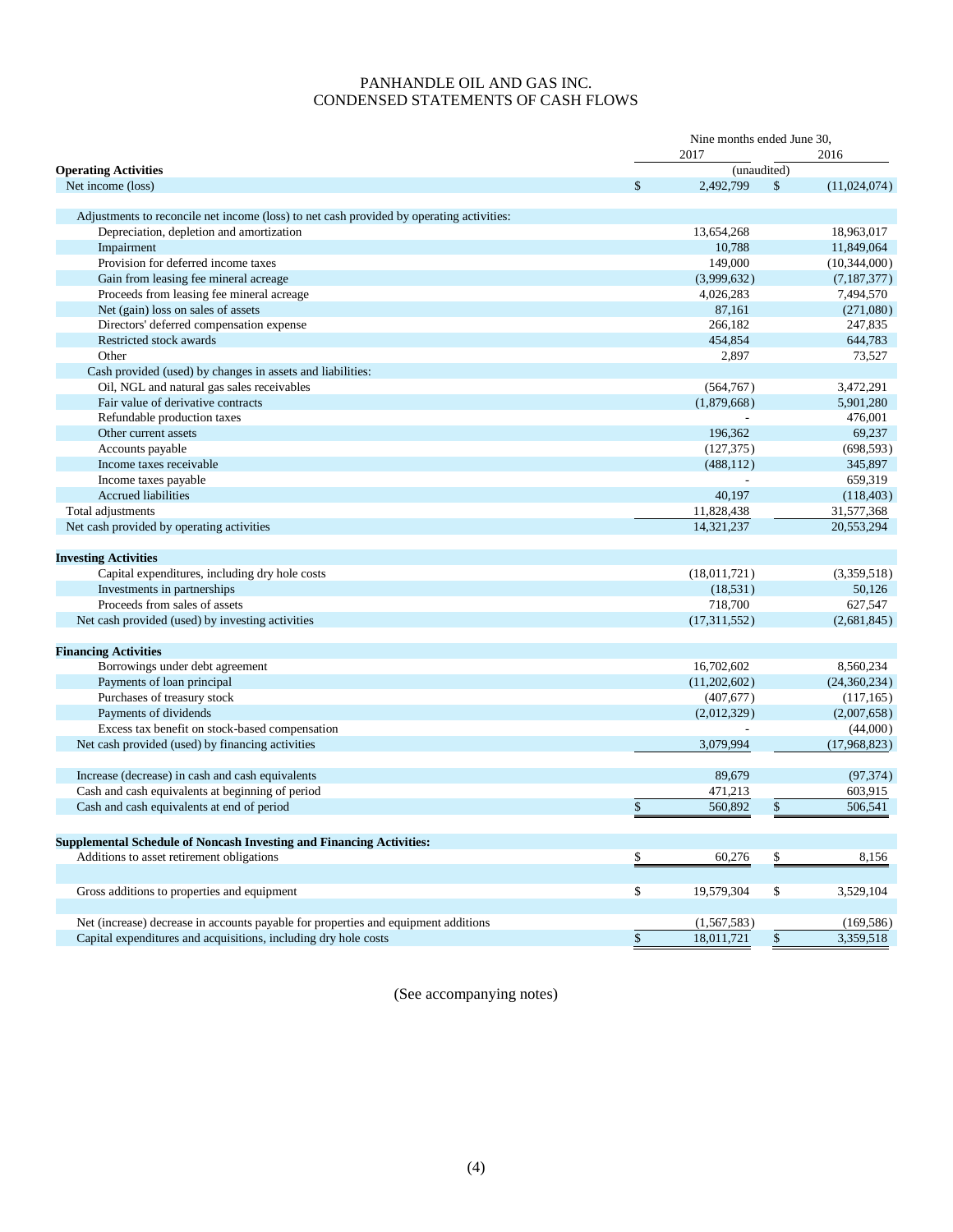# PANHANDLE OIL AND GAS INC.
## CONDENSED STATEMENTS OF CASH FLOWS

| | Nine months ended June 30, | |
|---|---|---|
| | 2017 | 2016 |
| **Operating Activities** | (unaudited) | |
| Net income (loss) | $ 2,492,799 | $ (11,024,074) |
| Adjustments to reconcile net income (loss) to net cash provided by operating activities: | | |
| Depreciation, depletion and amortization | 13,654,268 | 18,963,017 |
| Impairment | 10,788 | 11,849,064 |
| Provision for deferred income taxes | 149,000 | (10,344,000) |
| Gain from leasing fee mineral acreage | (3,999,632) | (7,187,377) |
| Proceeds from leasing fee mineral acreage | 4,026,283 | 7,494,570 |
| Net (gain) loss on sales of assets | 87,161 | (271,080) |
| Directors' deferred compensation expense | 266,182 | 247,835 |
| Restricted stock awards | 454,854 | 644,783 |
| Other | 2,897 | 73,527 |
| Cash provided (used) by changes in assets and liabilities: | | |
| Oil, NGL and natural gas sales receivables | (564,767) | 3,472,291 |
| Fair value of derivative contracts | (1,879,668) | 5,901,280 |
| Refundable production taxes | - | 476,001 |
| Other current assets | 196,362 | 69,237 |
| Accounts payable | (127,375) | (698,593) |
| Income taxes receivable | (488,112) | 345,897 |
| Income taxes payable | - | 659,319 |
| Accrued liabilities | 40,197 | (118,403) |
| Total adjustments | 11,828,438 | 31,577,368 |
| Net cash provided by operating activities | 14,321,237 | 20,553,294 |
| **Investing Activities** | | |
| Capital expenditures, including dry hole costs | (18,011,721) | (3,359,518) |
| Investments in partnerships | (18,531) | 50,126 |
| Proceeds from sales of assets | 718,700 | 627,547 |
| Net cash provided (used) by investing activities | (17,311,552) | (2,681,845) |
| **Financing Activities** | | |
| Borrowings under debt agreement | 16,702,602 | 8,560,234 |
| Payments of loan principal | (11,202,602) | (24,360,234) |
| Purchases of treasury stock | (407,677) | (117,165) |
| Payments of dividends | (2,012,329) | (2,007,658) |
| Excess tax benefit on stock-based compensation | - | (44,000) |
| Net cash provided (used) by financing activities | 3,079,994 | (17,968,823) |
| Increase (decrease) in cash and cash equivalents | 89,679 | (97,374) |
| Cash and cash equivalents at beginning of period | 471,213 | 603,915 |
| Cash and cash equivalents at end of period | $ 560,892 | $ 506,541 |
| **Supplemental Schedule of Noncash Investing and Financing Activities:** | | |
| Additions to asset retirement obligations | $ 60,276 | $ 8,156 |
| Gross additions to properties and equipment | $ 19,579,304 | $ 3,529,104 |
| Net (increase) decrease in accounts payable for properties and equipment additions | (1,567,583) | (169,586) |
| Capital expenditures and acquisitions, including dry hole costs | $ 18,011,721 | $ 3,359,518 |

(See accompanying notes)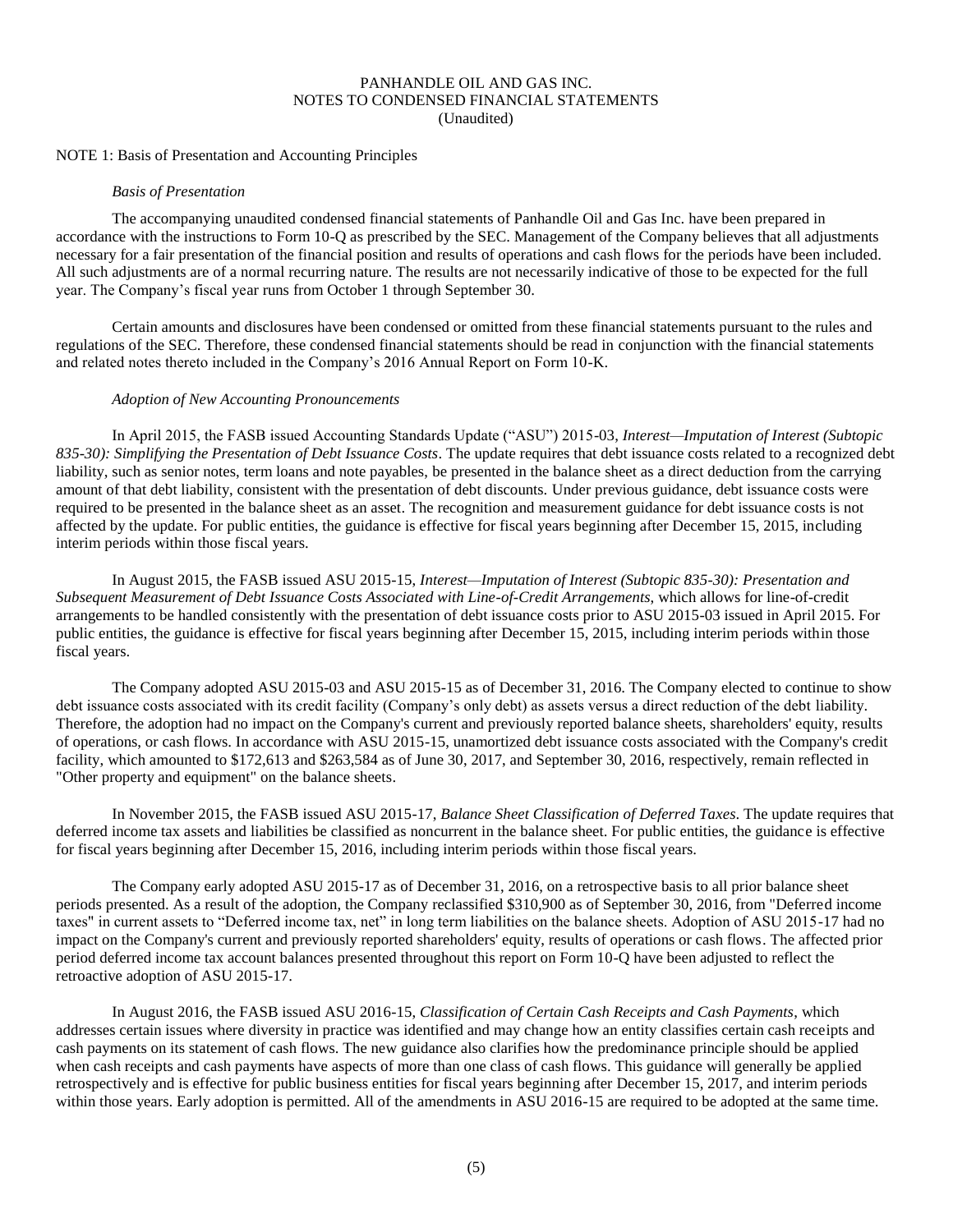PANHANDLE OIL AND GAS INC.
NOTES TO CONDENSED FINANCIAL STATEMENTS
(Unaudited)

NOTE 1: Basis of Presentation and Accounting Principles

*Basis of Presentation*

The accompanying unaudited condensed financial statements of Panhandle Oil and Gas Inc. have been prepared in accordance with the instructions to Form 10-Q as prescribed by the SEC. Management of the Company believes that all adjustments necessary for a fair presentation of the financial position and results of operations and cash flows for the periods have been included. All such adjustments are of a normal recurring nature. The results are not necessarily indicative of those to be expected for the full year. The Company's fiscal year runs from October 1 through September 30.

Certain amounts and disclosures have been condensed or omitted from these financial statements pursuant to the rules and regulations of the SEC. Therefore, these condensed financial statements should be read in conjunction with the financial statements and related notes thereto included in the Company's 2016 Annual Report on Form 10-K.

*Adoption of New Accounting Pronouncements*

In April 2015, the FASB issued Accounting Standards Update ("ASU") 2015-03, *Interest—Imputation of Interest (Subtopic 835-30): Simplifying the Presentation of Debt Issuance Costs*. The update requires that debt issuance costs related to a recognized debt liability, such as senior notes, term loans and note payables, be presented in the balance sheet as a direct deduction from the carrying amount of that debt liability, consistent with the presentation of debt discounts. Under previous guidance, debt issuance costs were required to be presented in the balance sheet as an asset. The recognition and measurement guidance for debt issuance costs is not affected by the update. For public entities, the guidance is effective for fiscal years beginning after December 15, 2015, including interim periods within those fiscal years.

In August 2015, the FASB issued ASU 2015-15, *Interest—Imputation of Interest (Subtopic 835-30): Presentation and Subsequent Measurement of Debt Issuance Costs Associated with Line-of-Credit Arrangements*, which allows for line-of-credit arrangements to be handled consistently with the presentation of debt issuance costs prior to ASU 2015-03 issued in April 2015. For public entities, the guidance is effective for fiscal years beginning after December 15, 2015, including interim periods within those fiscal years.

The Company adopted ASU 2015-03 and ASU 2015-15 as of December 31, 2016. The Company elected to continue to show debt issuance costs associated with its credit facility (Company's only debt) as assets versus a direct reduction of the debt liability. Therefore, the adoption had no impact on the Company's current and previously reported balance sheets, shareholders' equity, results of operations, or cash flows. In accordance with ASU 2015-15, unamortized debt issuance costs associated with the Company's credit facility, which amounted to $172,613 and $263,584 as of June 30, 2017, and September 30, 2016, respectively, remain reflected in "Other property and equipment" on the balance sheets.

In November 2015, the FASB issued ASU 2015-17, *Balance Sheet Classification of Deferred Taxes*. The update requires that deferred income tax assets and liabilities be classified as noncurrent in the balance sheet. For public entities, the guidance is effective for fiscal years beginning after December 15, 2016, including interim periods within those fiscal years.

The Company early adopted ASU 2015-17 as of December 31, 2016, on a retrospective basis to all prior balance sheet periods presented. As a result of the adoption, the Company reclassified $310,900 as of September 30, 2016, from "Deferred income taxes" in current assets to "Deferred income tax, net" in long term liabilities on the balance sheets. Adoption of ASU 2015-17 had no impact on the Company's current and previously reported shareholders' equity, results of operations or cash flows. The affected prior period deferred income tax account balances presented throughout this report on Form 10-Q have been adjusted to reflect the retroactive adoption of ASU 2015-17.

In August 2016, the FASB issued ASU 2016-15, *Classification of Certain Cash Receipts and Cash Payments*, which addresses certain issues where diversity in practice was identified and may change how an entity classifies certain cash receipts and cash payments on its statement of cash flows. The new guidance also clarifies how the predominance principle should be applied when cash receipts and cash payments have aspects of more than one class of cash flows. This guidance will generally be applied retrospectively and is effective for public business entities for fiscal years beginning after December 15, 2017, and interim periods within those years. Early adoption is permitted. All of the amendments in ASU 2016-15 are required to be adopted at the same time.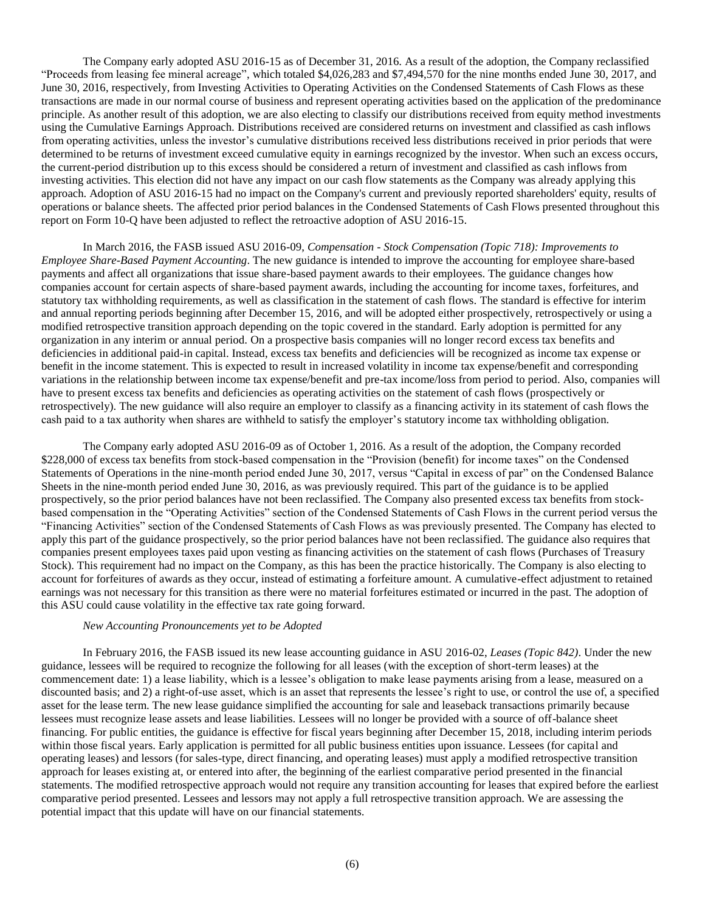The Company early adopted ASU 2016-15 as of December 31, 2016. As a result of the adoption, the Company reclassified "Proceeds from leasing fee mineral acreage", which totaled $4,026,283 and $7,494,570 for the nine months ended June 30, 2017, and June 30, 2016, respectively, from Investing Activities to Operating Activities on the Condensed Statements of Cash Flows as these transactions are made in our normal course of business and represent operating activities based on the application of the predominance principle. As another result of this adoption, we are also electing to classify our distributions received from equity method investments using the Cumulative Earnings Approach. Distributions received are considered returns on investment and classified as cash inflows from operating activities, unless the investor's cumulative distributions received less distributions received in prior periods that were determined to be returns of investment exceed cumulative equity in earnings recognized by the investor. When such an excess occurs, the current-period distribution up to this excess should be considered a return of investment and classified as cash inflows from investing activities. This election did not have any impact on our cash flow statements as the Company was already applying this approach. Adoption of ASU 2016-15 had no impact on the Company's current and previously reported shareholders' equity, results of operations or balance sheets. The affected prior period balances in the Condensed Statements of Cash Flows presented throughout this report on Form 10-Q have been adjusted to reflect the retroactive adoption of ASU 2016-15.

In March 2016, the FASB issued ASU 2016-09, *Compensation - Stock Compensation (Topic 718): Improvements to Employee Share-Based Payment Accounting*. The new guidance is intended to improve the accounting for employee share-based payments and affect all organizations that issue share-based payment awards to their employees. The guidance changes how companies account for certain aspects of share-based payment awards, including the accounting for income taxes, forfeitures, and statutory tax withholding requirements, as well as classification in the statement of cash flows. The standard is effective for interim and annual reporting periods beginning after December 15, 2016, and will be adopted either prospectively, retrospectively or using a modified retrospective transition approach depending on the topic covered in the standard. Early adoption is permitted for any organization in any interim or annual period. On a prospective basis companies will no longer record excess tax benefits and deficiencies in additional paid-in capital. Instead, excess tax benefits and deficiencies will be recognized as income tax expense or benefit in the income statement. This is expected to result in increased volatility in income tax expense/benefit and corresponding variations in the relationship between income tax expense/benefit and pre-tax income/loss from period to period. Also, companies will have to present excess tax benefits and deficiencies as operating activities on the statement of cash flows (prospectively or retrospectively). The new guidance will also require an employer to classify as a financing activity in its statement of cash flows the cash paid to a tax authority when shares are withheld to satisfy the employer's statutory income tax withholding obligation.

The Company early adopted ASU 2016-09 as of October 1, 2016. As a result of the adoption, the Company recorded $228,000 of excess tax benefits from stock-based compensation in the "Provision (benefit) for income taxes" on the Condensed Statements of Operations in the nine-month period ended June 30, 2017, versus "Capital in excess of par" on the Condensed Balance Sheets in the nine-month period ended June 30, 2016, as was previously required. This part of the guidance is to be applied prospectively, so the prior period balances have not been reclassified. The Company also presented excess tax benefits from stock-based compensation in the "Operating Activities" section of the Condensed Statements of Cash Flows in the current period versus the "Financing Activities" section of the Condensed Statements of Cash Flows as was previously presented. The Company has elected to apply this part of the guidance prospectively, so the prior period balances have not been reclassified. The guidance also requires that companies present employees taxes paid upon vesting as financing activities on the statement of cash flows (Purchases of Treasury Stock). This requirement had no impact on the Company, as this has been the practice historically. The Company is also electing to account for forfeitures of awards as they occur, instead of estimating a forfeiture amount. A cumulative-effect adjustment to retained earnings was not necessary for this transition as there were no material forfeitures estimated or incurred in the past. The adoption of this ASU could cause volatility in the effective tax rate going forward.

*New Accounting Pronouncements yet to be Adopted*

In February 2016, the FASB issued its new lease accounting guidance in ASU 2016-02, *Leases (Topic 842)*. Under the new guidance, lessees will be required to recognize the following for all leases (with the exception of short-term leases) at the commencement date: 1) a lease liability, which is a lessee's obligation to make lease payments arising from a lease, measured on a discounted basis; and 2) a right-of-use asset, which is an asset that represents the lessee's right to use, or control the use of, a specified asset for the lease term. The new lease guidance simplified the accounting for sale and leaseback transactions primarily because lessees must recognize lease assets and lease liabilities. Lessees will no longer be provided with a source of off-balance sheet financing. For public entities, the guidance is effective for fiscal years beginning after December 15, 2018, including interim periods within those fiscal years. Early application is permitted for all public business entities upon issuance. Lessees (for capital and operating leases) and lessors (for sales-type, direct financing, and operating leases) must apply a modified retrospective transition approach for leases existing at, or entered into after, the beginning of the earliest comparative period presented in the financial statements. The modified retrospective approach would not require any transition accounting for leases that expired before the earliest comparative period presented. Lessees and lessors may not apply a full retrospective transition approach. We are assessing the potential impact that this update will have on our financial statements.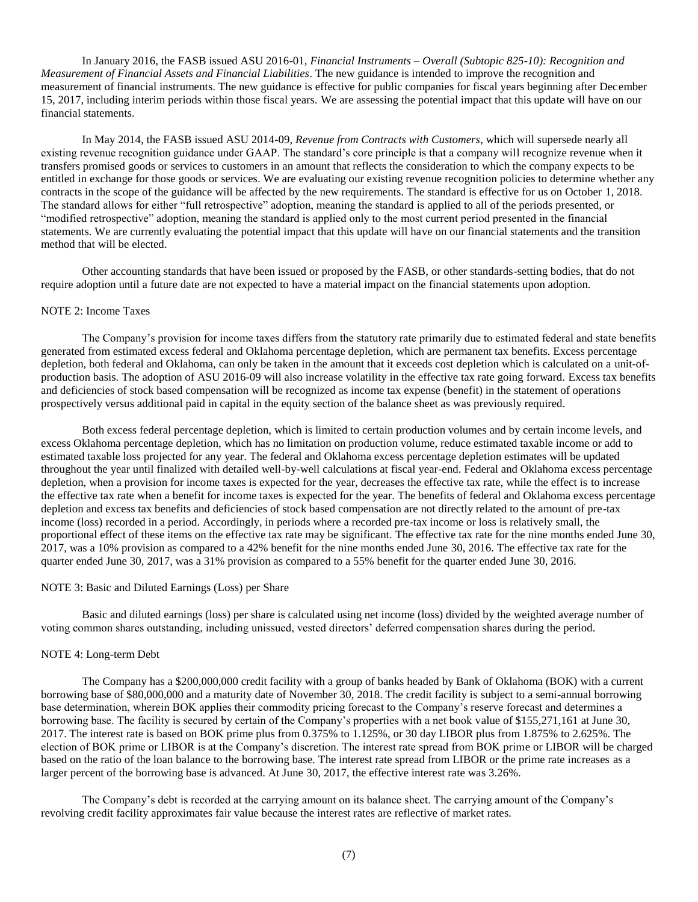In January 2016, the FASB issued ASU 2016-01, *Financial Instruments – Overall (Subtopic 825-10): Recognition and Measurement of Financial Assets and Financial Liabilities*. The new guidance is intended to improve the recognition and measurement of financial instruments. The new guidance is effective for public companies for fiscal years beginning after December 15, 2017, including interim periods within those fiscal years. We are assessing the potential impact that this update will have on our financial statements.

In May 2014, the FASB issued ASU 2014-09, *Revenue from Contracts with Customers*, which will supersede nearly all existing revenue recognition guidance under GAAP. The standard's core principle is that a company will recognize revenue when it transfers promised goods or services to customers in an amount that reflects the consideration to which the company expects to be entitled in exchange for those goods or services. We are evaluating our existing revenue recognition policies to determine whether any contracts in the scope of the guidance will be affected by the new requirements. The standard is effective for us on October 1, 2018. The standard allows for either "full retrospective" adoption, meaning the standard is applied to all of the periods presented, or "modified retrospective" adoption, meaning the standard is applied only to the most current period presented in the financial statements. We are currently evaluating the potential impact that this update will have on our financial statements and the transition method that will be elected.

Other accounting standards that have been issued or proposed by the FASB, or other standards-setting bodies, that do not require adoption until a future date are not expected to have a material impact on the financial statements upon adoption.

NOTE 2: Income Taxes

The Company's provision for income taxes differs from the statutory rate primarily due to estimated federal and state benefits generated from estimated excess federal and Oklahoma percentage depletion, which are permanent tax benefits. Excess percentage depletion, both federal and Oklahoma, can only be taken in the amount that it exceeds cost depletion which is calculated on a unit-of-production basis. The adoption of ASU 2016-09 will also increase volatility in the effective tax rate going forward. Excess tax benefits and deficiencies of stock based compensation will be recognized as income tax expense (benefit) in the statement of operations prospectively versus additional paid in capital in the equity section of the balance sheet as was previously required.

Both excess federal percentage depletion, which is limited to certain production volumes and by certain income levels, and excess Oklahoma percentage depletion, which has no limitation on production volume, reduce estimated taxable income or add to estimated taxable loss projected for any year. The federal and Oklahoma excess percentage depletion estimates will be updated throughout the year until finalized with detailed well-by-well calculations at fiscal year-end. Federal and Oklahoma excess percentage depletion, when a provision for income taxes is expected for the year, decreases the effective tax rate, while the effect is to increase the effective tax rate when a benefit for income taxes is expected for the year. The benefits of federal and Oklahoma excess percentage depletion and excess tax benefits and deficiencies of stock based compensation are not directly related to the amount of pre-tax income (loss) recorded in a period. Accordingly, in periods where a recorded pre-tax income or loss is relatively small, the proportional effect of these items on the effective tax rate may be significant. The effective tax rate for the nine months ended June 30, 2017, was a 10% provision as compared to a 42% benefit for the nine months ended June 30, 2016. The effective tax rate for the quarter ended June 30, 2017, was a 31% provision as compared to a 55% benefit for the quarter ended June 30, 2016.

NOTE 3: Basic and Diluted Earnings (Loss) per Share

Basic and diluted earnings (loss) per share is calculated using net income (loss) divided by the weighted average number of voting common shares outstanding, including unissued, vested directors' deferred compensation shares during the period.

NOTE 4: Long-term Debt

The Company has a $200,000,000 credit facility with a group of banks headed by Bank of Oklahoma (BOK) with a current borrowing base of $80,000,000 and a maturity date of November 30, 2018. The credit facility is subject to a semi-annual borrowing base determination, wherein BOK applies their commodity pricing forecast to the Company's reserve forecast and determines a borrowing base. The facility is secured by certain of the Company's properties with a net book value of $155,271,161 at June 30, 2017. The interest rate is based on BOK prime plus from 0.375% to 1.125%, or 30 day LIBOR plus from 1.875% to 2.625%. The election of BOK prime or LIBOR is at the Company's discretion. The interest rate spread from BOK prime or LIBOR will be charged based on the ratio of the loan balance to the borrowing base. The interest rate spread from LIBOR or the prime rate increases as a larger percent of the borrowing base is advanced. At June 30, 2017, the effective interest rate was 3.26%.

The Company's debt is recorded at the carrying amount on its balance sheet. The carrying amount of the Company's revolving credit facility approximates fair value because the interest rates are reflective of market rates.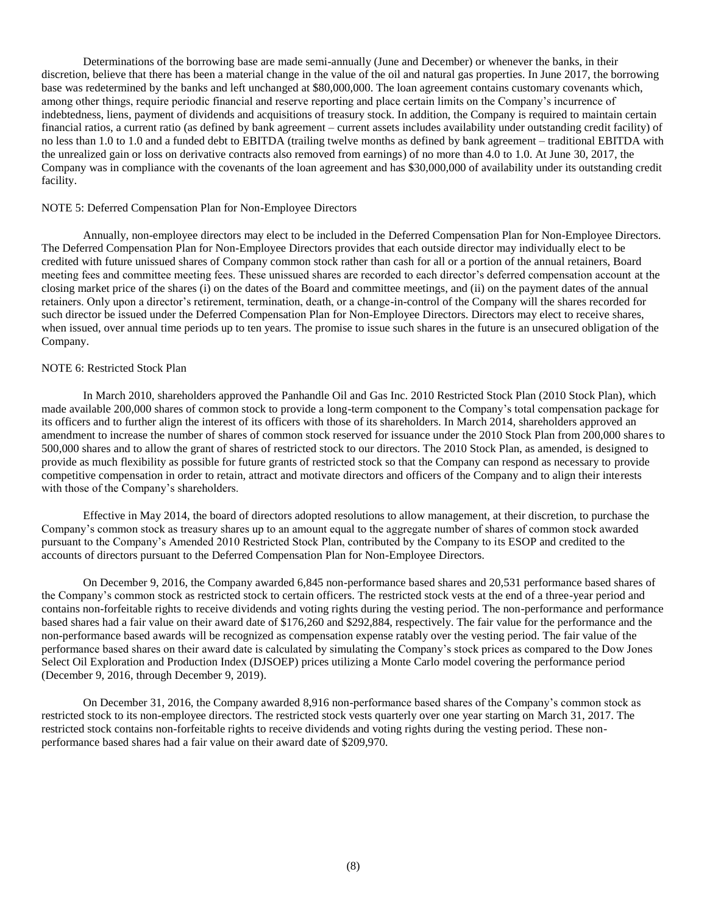Determinations of the borrowing base are made semi-annually (June and December) or whenever the banks, in their discretion, believe that there has been a material change in the value of the oil and natural gas properties. In June 2017, the borrowing base was redetermined by the banks and left unchanged at $80,000,000. The loan agreement contains customary covenants which, among other things, require periodic financial and reserve reporting and place certain limits on the Company's incurrence of indebtedness, liens, payment of dividends and acquisitions of treasury stock. In addition, the Company is required to maintain certain financial ratios, a current ratio (as defined by bank agreement – current assets includes availability under outstanding credit facility) of no less than 1.0 to 1.0 and a funded debt to EBITDA (trailing twelve months as defined by bank agreement – traditional EBITDA with the unrealized gain or loss on derivative contracts also removed from earnings) of no more than 4.0 to 1.0. At June 30, 2017, the Company was in compliance with the covenants of the loan agreement and has $30,000,000 of availability under its outstanding credit facility.

NOTE 5: Deferred Compensation Plan for Non-Employee Directors

Annually, non-employee directors may elect to be included in the Deferred Compensation Plan for Non-Employee Directors. The Deferred Compensation Plan for Non-Employee Directors provides that each outside director may individually elect to be credited with future unissued shares of Company common stock rather than cash for all or a portion of the annual retainers, Board meeting fees and committee meeting fees. These unissued shares are recorded to each director's deferred compensation account at the closing market price of the shares (i) on the dates of the Board and committee meetings, and (ii) on the payment dates of the annual retainers. Only upon a director's retirement, termination, death, or a change-in-control of the Company will the shares recorded for such director be issued under the Deferred Compensation Plan for Non-Employee Directors. Directors may elect to receive shares, when issued, over annual time periods up to ten years. The promise to issue such shares in the future is an unsecured obligation of the Company.

NOTE 6: Restricted Stock Plan

In March 2010, shareholders approved the Panhandle Oil and Gas Inc. 2010 Restricted Stock Plan (2010 Stock Plan), which made available 200,000 shares of common stock to provide a long-term component to the Company's total compensation package for its officers and to further align the interest of its officers with those of its shareholders. In March 2014, shareholders approved an amendment to increase the number of shares of common stock reserved for issuance under the 2010 Stock Plan from 200,000 shares to 500,000 shares and to allow the grant of shares of restricted stock to our directors. The 2010 Stock Plan, as amended, is designed to provide as much flexibility as possible for future grants of restricted stock so that the Company can respond as necessary to provide competitive compensation in order to retain, attract and motivate directors and officers of the Company and to align their interests with those of the Company's shareholders.

Effective in May 2014, the board of directors adopted resolutions to allow management, at their discretion, to purchase the Company's common stock as treasury shares up to an amount equal to the aggregate number of shares of common stock awarded pursuant to the Company's Amended 2010 Restricted Stock Plan, contributed by the Company to its ESOP and credited to the accounts of directors pursuant to the Deferred Compensation Plan for Non-Employee Directors.

On December 9, 2016, the Company awarded 6,845 non-performance based shares and 20,531 performance based shares of the Company's common stock as restricted stock to certain officers. The restricted stock vests at the end of a three-year period and contains non-forfeitable rights to receive dividends and voting rights during the vesting period. The non-performance and performance based shares had a fair value on their award date of $176,260 and $292,884, respectively. The fair value for the performance and the non-performance based awards will be recognized as compensation expense ratably over the vesting period. The fair value of the performance based shares on their award date is calculated by simulating the Company's stock prices as compared to the Dow Jones Select Oil Exploration and Production Index (DJSOEP) prices utilizing a Monte Carlo model covering the performance period (December 9, 2016, through December 9, 2019).

On December 31, 2016, the Company awarded 8,916 non-performance based shares of the Company's common stock as restricted stock to its non-employee directors. The restricted stock vests quarterly over one year starting on March 31, 2017. The restricted stock contains non-forfeitable rights to receive dividends and voting rights during the vesting period. These non-performance based shares had a fair value on their award date of $209,970.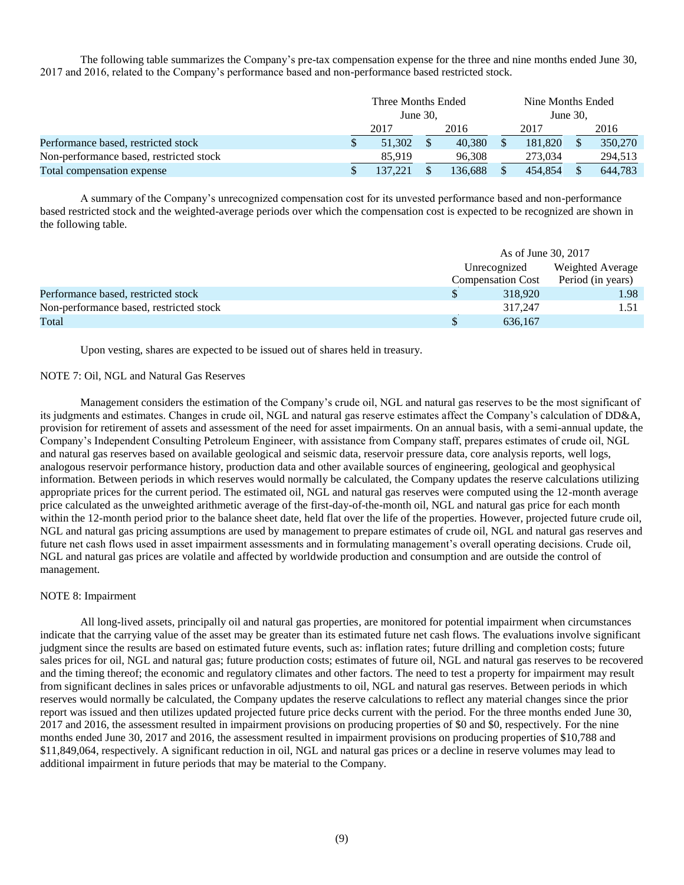The following table summarizes the Company's pre-tax compensation expense for the three and nine months ended June 30, 2017 and 2016, related to the Company's performance based and non-performance based restricted stock.

| | Three Months Ended June 30, | | Nine Months Ended June 30, | |
|---|---|---|---|---|
| | 2017 | 2016 | 2017 | 2016 |
| Performance based, restricted stock | $ 51,302 | $ 40,380 | $ 181,820 | $ 350,270 |
| Non-performance based, restricted stock | 85,919 | 96,308 | 273,034 | 294,513 |
| Total compensation expense | $ 137,221 | $ 136,688 | $ 454,854 | $ 644,783 |

A summary of the Company's unrecognized compensation cost for its unvested performance based and non-performance based restricted stock and the weighted-average periods over which the compensation cost is expected to be recognized are shown in the following table.

| | As of June 30, 2017 | |
|---|---|---|
| | Unrecognized Compensation Cost | Weighted Average Period (in years) |
| Performance based, restricted stock | $ 318,920 | 1.98 |
| Non-performance based, restricted stock | 317,247 | 1.51 |
| Total | $ 636,167 | |

Upon vesting, shares are expected to be issued out of shares held in treasury.

NOTE 7: Oil, NGL and Natural Gas Reserves

Management considers the estimation of the Company's crude oil, NGL and natural gas reserves to be the most significant of its judgments and estimates. Changes in crude oil, NGL and natural gas reserve estimates affect the Company's calculation of DD&A, provision for retirement of assets and assessment of the need for asset impairments. On an annual basis, with a semi-annual update, the Company's Independent Consulting Petroleum Engineer, with assistance from Company staff, prepares estimates of crude oil, NGL and natural gas reserves based on available geological and seismic data, reservoir pressure data, core analysis reports, well logs, analogous reservoir performance history, production data and other available sources of engineering, geological and geophysical information. Between periods in which reserves would normally be calculated, the Company updates the reserve calculations utilizing appropriate prices for the current period. The estimated oil, NGL and natural gas reserves were computed using the 12-month average price calculated as the unweighted arithmetic average of the first-day-of-the-month oil, NGL and natural gas price for each month within the 12-month period prior to the balance sheet date, held flat over the life of the properties. However, projected future crude oil, NGL and natural gas pricing assumptions are used by management to prepare estimates of crude oil, NGL and natural gas reserves and future net cash flows used in asset impairment assessments and in formulating management's overall operating decisions. Crude oil, NGL and natural gas prices are volatile and affected by worldwide production and consumption and are outside the control of management.

NOTE 8: Impairment

All long-lived assets, principally oil and natural gas properties, are monitored for potential impairment when circumstances indicate that the carrying value of the asset may be greater than its estimated future net cash flows. The evaluations involve significant judgment since the results are based on estimated future events, such as: inflation rates; future drilling and completion costs; future sales prices for oil, NGL and natural gas; future production costs; estimates of future oil, NGL and natural gas reserves to be recovered and the timing thereof; the economic and regulatory climates and other factors. The need to test a property for impairment may result from significant declines in sales prices or unfavorable adjustments to oil, NGL and natural gas reserves. Between periods in which reserves would normally be calculated, the Company updates the reserve calculations to reflect any material changes since the prior report was issued and then utilizes updated projected future price decks current with the period. For the three months ended June 30, 2017 and 2016, the assessment resulted in impairment provisions on producing properties of $0 and $0, respectively. For the nine months ended June 30, 2017 and 2016, the assessment resulted in impairment provisions on producing properties of $10,788 and $11,849,064, respectively. A significant reduction in oil, NGL and natural gas prices or a decline in reserve volumes may lead to additional impairment in future periods that may be material to the Company.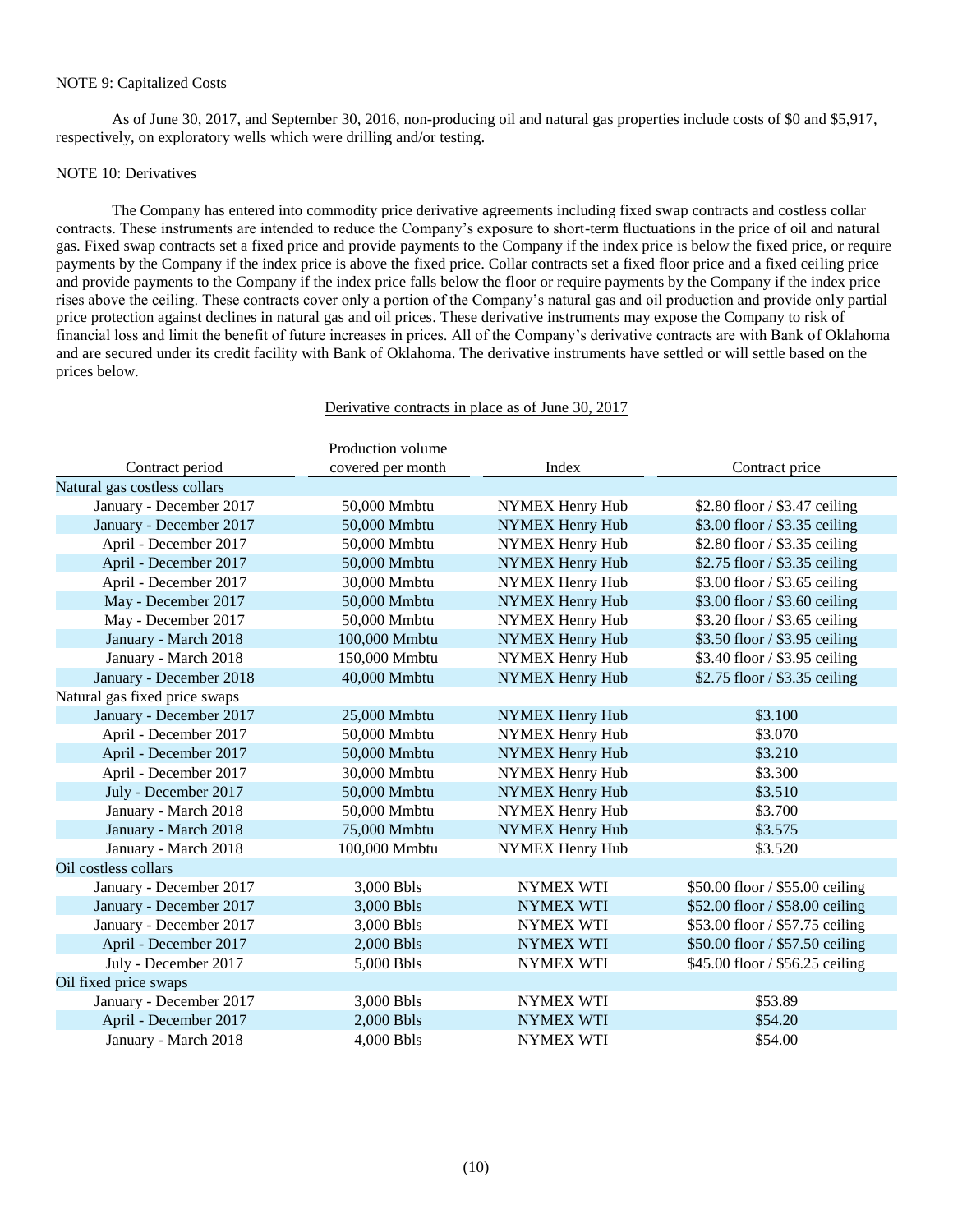NOTE 9: Capitalized Costs

As of June 30, 2017, and September 30, 2016, non-producing oil and natural gas properties include costs of $0 and $5,917, respectively, on exploratory wells which were drilling and/or testing.

NOTE 10: Derivatives

The Company has entered into commodity price derivative agreements including fixed swap contracts and costless collar contracts. These instruments are intended to reduce the Company's exposure to short-term fluctuations in the price of oil and natural gas. Fixed swap contracts set a fixed price and provide payments to the Company if the index price is below the fixed price, or require payments by the Company if the index price is above the fixed price. Collar contracts set a fixed floor price and a fixed ceiling price and provide payments to the Company if the index price falls below the floor or require payments by the Company if the index price rises above the ceiling. These contracts cover only a portion of the Company's natural gas and oil production and provide only partial price protection against declines in natural gas and oil prices. These derivative instruments may expose the Company to risk of financial loss and limit the benefit of future increases in prices. All of the Company's derivative contracts are with Bank of Oklahoma and are secured under its credit facility with Bank of Oklahoma. The derivative instruments have settled or will settle based on the prices below.

Derivative contracts in place as of June 30, 2017

| Contract period | Production volume covered per month | Index | Contract price |
|---|---|---|---|
| Natural gas costless collars | | | |
| January - December 2017 | 50,000 Mmbtu | NYMEX Henry Hub | $2.80 floor / $3.47 ceiling |
| January - December 2017 | 50,000 Mmbtu | NYMEX Henry Hub | $3.00 floor / $3.35 ceiling |
| April - December 2017 | 50,000 Mmbtu | NYMEX Henry Hub | $2.80 floor / $3.35 ceiling |
| April - December 2017 | 50,000 Mmbtu | NYMEX Henry Hub | $2.75 floor / $3.35 ceiling |
| April - December 2017 | 30,000 Mmbtu | NYMEX Henry Hub | $3.00 floor / $3.65 ceiling |
| May - December 2017 | 50,000 Mmbtu | NYMEX Henry Hub | $3.00 floor / $3.60 ceiling |
| May - December 2017 | 50,000 Mmbtu | NYMEX Henry Hub | $3.20 floor / $3.65 ceiling |
| January - March 2018 | 100,000 Mmbtu | NYMEX Henry Hub | $3.50 floor / $3.95 ceiling |
| January - March 2018 | 150,000 Mmbtu | NYMEX Henry Hub | $3.40 floor / $3.95 ceiling |
| January - December 2018 | 40,000 Mmbtu | NYMEX Henry Hub | $2.75 floor / $3.35 ceiling |
| Natural gas fixed price swaps | | | |
| January - December 2017 | 25,000 Mmbtu | NYMEX Henry Hub | $3.100 |
| April - December 2017 | 50,000 Mmbtu | NYMEX Henry Hub | $3.070 |
| April - December 2017 | 50,000 Mmbtu | NYMEX Henry Hub | $3.210 |
| April - December 2017 | 30,000 Mmbtu | NYMEX Henry Hub | $3.300 |
| July - December 2017 | 50,000 Mmbtu | NYMEX Henry Hub | $3.510 |
| January - March 2018 | 50,000 Mmbtu | NYMEX Henry Hub | $3.700 |
| January - March 2018 | 75,000 Mmbtu | NYMEX Henry Hub | $3.575 |
| January - March 2018 | 100,000 Mmbtu | NYMEX Henry Hub | $3.520 |
| Oil costless collars | | | |
| January - December 2017 | 3,000 Bbls | NYMEX WTI | $50.00 floor / $55.00 ceiling |
| January - December 2017 | 3,000 Bbls | NYMEX WTI | $52.00 floor / $58.00 ceiling |
| January - December 2017 | 3,000 Bbls | NYMEX WTI | $53.00 floor / $57.75 ceiling |
| April - December 2017 | 2,000 Bbls | NYMEX WTI | $50.00 floor / $57.50 ceiling |
| July - December 2017 | 5,000 Bbls | NYMEX WTI | $45.00 floor / $56.25 ceiling |
| Oil fixed price swaps | | | |
| January - December 2017 | 3,000 Bbls | NYMEX WTI | $53.89 |
| April - December 2017 | 2,000 Bbls | NYMEX WTI | $54.20 |
| January - March 2018 | 4,000 Bbls | NYMEX WTI | $54.00 |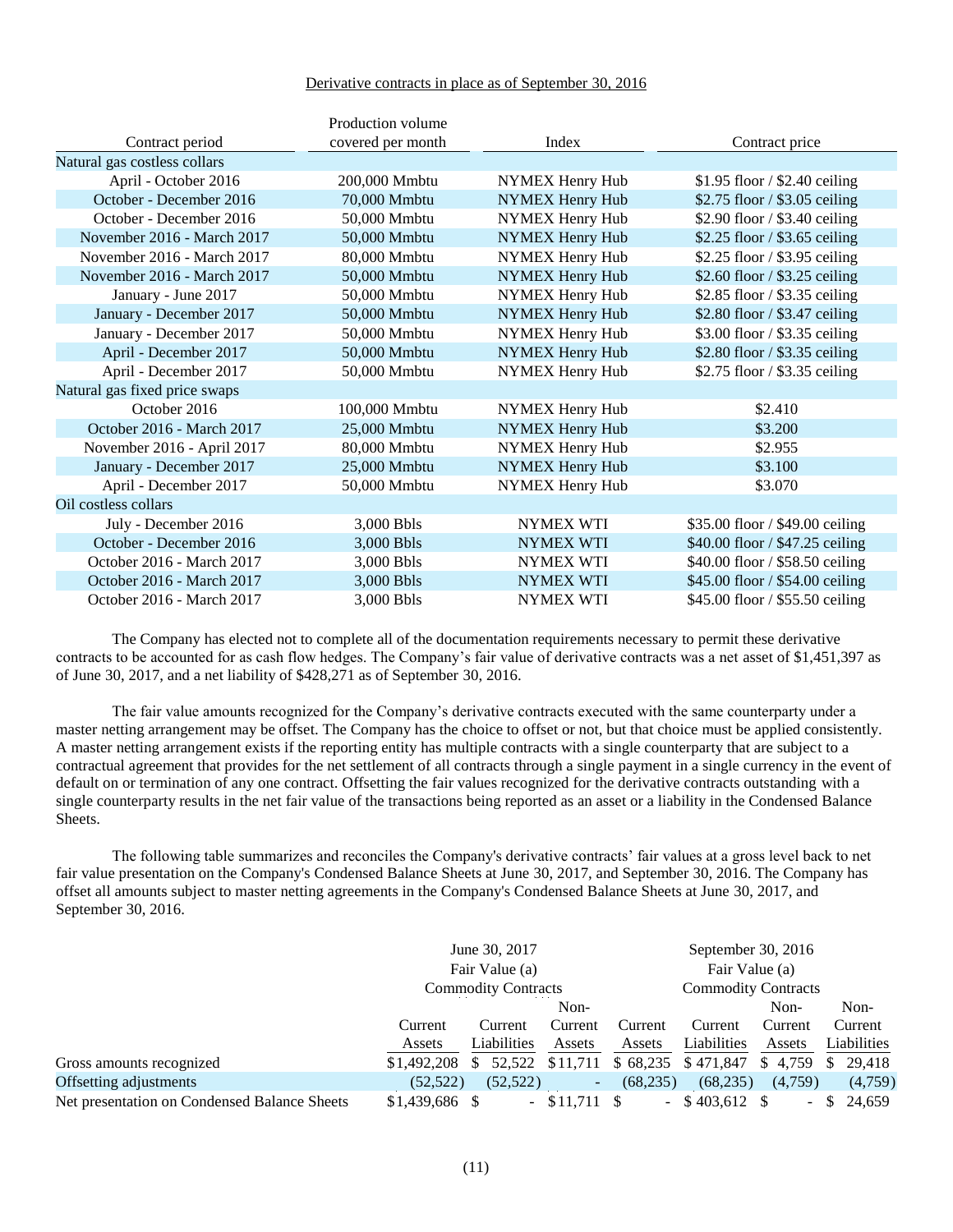Derivative contracts in place as of September 30, 2016

| Contract period | Production volume covered per month | Index | Contract price |
|---|---|---|---|
| Natural gas costless collars | | | |
| April - October 2016 | 200,000 Mmbtu | NYMEX Henry Hub | $1.95 floor / $2.40 ceiling |
| October - December 2016 | 70,000 Mmbtu | NYMEX Henry Hub | $2.75 floor / $3.05 ceiling |
| October - December 2016 | 50,000 Mmbtu | NYMEX Henry Hub | $2.90 floor / $3.40 ceiling |
| November 2016 - March 2017 | 50,000 Mmbtu | NYMEX Henry Hub | $2.25 floor / $3.65 ceiling |
| November 2016 - March 2017 | 80,000 Mmbtu | NYMEX Henry Hub | $2.25 floor / $3.95 ceiling |
| November 2016 - March 2017 | 50,000 Mmbtu | NYMEX Henry Hub | $2.60 floor / $3.25 ceiling |
| January - June 2017 | 50,000 Mmbtu | NYMEX Henry Hub | $2.85 floor / $3.35 ceiling |
| January - December 2017 | 50,000 Mmbtu | NYMEX Henry Hub | $2.80 floor / $3.47 ceiling |
| January - December 2017 | 50,000 Mmbtu | NYMEX Henry Hub | $3.00 floor / $3.35 ceiling |
| April - December 2017 | 50,000 Mmbtu | NYMEX Henry Hub | $2.80 floor / $3.35 ceiling |
| April - December 2017 | 50,000 Mmbtu | NYMEX Henry Hub | $2.75 floor / $3.35 ceiling |
| Natural gas fixed price swaps | | | |
| October 2016 | 100,000 Mmbtu | NYMEX Henry Hub | $2.410 |
| October 2016 - March 2017 | 25,000 Mmbtu | NYMEX Henry Hub | $3.200 |
| November 2016 - April 2017 | 80,000 Mmbtu | NYMEX Henry Hub | $2.955 |
| January - December 2017 | 25,000 Mmbtu | NYMEX Henry Hub | $3.100 |
| April - December 2017 | 50,000 Mmbtu | NYMEX Henry Hub | $3.070 |
| Oil costless collars | | | |
| July - December 2016 | 3,000 Bbls | NYMEX WTI | $35.00 floor / $49.00 ceiling |
| October - December 2016 | 3,000 Bbls | NYMEX WTI | $40.00 floor / $47.25 ceiling |
| October 2016 - March 2017 | 3,000 Bbls | NYMEX WTI | $40.00 floor / $58.50 ceiling |
| October 2016 - March 2017 | 3,000 Bbls | NYMEX WTI | $45.00 floor / $54.00 ceiling |
| October 2016 - March 2017 | 3,000 Bbls | NYMEX WTI | $45.00 floor / $55.50 ceiling |

The Company has elected not to complete all of the documentation requirements necessary to permit these derivative contracts to be accounted for as cash flow hedges. The Company's fair value of derivative contracts was a net asset of $1,451,397 as of June 30, 2017, and a net liability of $428,271 as of September 30, 2016.

The fair value amounts recognized for the Company's derivative contracts executed with the same counterparty under a master netting arrangement may be offset. The Company has the choice to offset or not, but that choice must be applied consistently. A master netting arrangement exists if the reporting entity has multiple contracts with a single counterparty that are subject to a contractual agreement that provides for the net settlement of all contracts through a single payment in a single currency in the event of default on or termination of any one contract. Offsetting the fair values recognized for the derivative contracts outstanding with a single counterparty results in the net fair value of the transactions being reported as an asset or a liability in the Condensed Balance Sheets.

The following table summarizes and reconciles the Company's derivative contracts' fair values at a gross level back to net fair value presentation on the Company's Condensed Balance Sheets at June 30, 2017, and September 30, 2016. The Company has offset all amounts subject to master netting agreements in the Company's Condensed Balance Sheets at June 30, 2017, and September 30, 2016.

| | June 30, 2017 Fair Value (a) Commodity Contracts | | | September 30, 2016 Fair Value (a) Commodity Contracts | | | |
|---|---|---|---|---|---|---|---|
| | Current Assets | Current Liabilities | Non-Current Assets | Current Assets | Current Liabilities | Non-Current Assets | Non-Current Liabilities |
| Gross amounts recognized | $1,492,208 | $ 52,522 | $11,711 | $ 68,235 | $ 471,847 | $ 4,759 | $ 29,418 |
| Offsetting adjustments | (52,522) | (52,522) | - | (68,235) | (68,235) | (4,759) | (4,759) |
| Net presentation on Condensed Balance Sheets | $1,439,686 | $ - | $11,711 | $ - | $ 403,612 | $ - | $ 24,659 |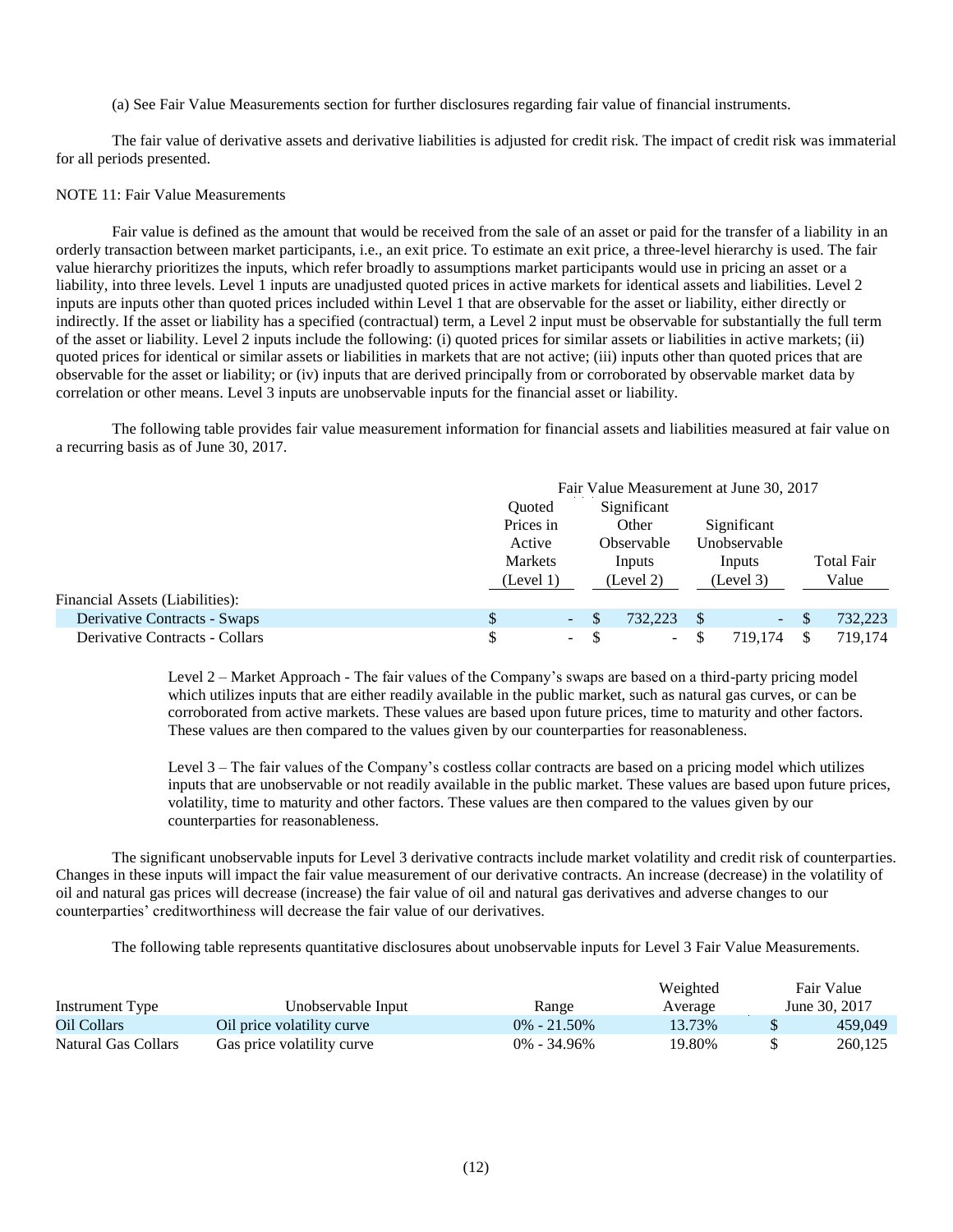(a) See Fair Value Measurements section for further disclosures regarding fair value of financial instruments.

The fair value of derivative assets and derivative liabilities is adjusted for credit risk. The impact of credit risk was immaterial for all periods presented.

NOTE 11: Fair Value Measurements

Fair value is defined as the amount that would be received from the sale of an asset or paid for the transfer of a liability in an orderly transaction between market participants, i.e., an exit price. To estimate an exit price, a three-level hierarchy is used. The fair value hierarchy prioritizes the inputs, which refer broadly to assumptions market participants would use in pricing an asset or a liability, into three levels. Level 1 inputs are unadjusted quoted prices in active markets for identical assets and liabilities. Level 2 inputs are inputs other than quoted prices included within Level 1 that are observable for the asset or liability, either directly or indirectly. If the asset or liability has a specified (contractual) term, a Level 2 input must be observable for substantially the full term of the asset or liability. Level 2 inputs include the following: (i) quoted prices for similar assets or liabilities in active markets; (ii) quoted prices for identical or similar assets or liabilities in markets that are not active; (iii) inputs other than quoted prices that are observable for the asset or liability; or (iv) inputs that are derived principally from or corroborated by observable market data by correlation or other means. Level 3 inputs are unobservable inputs for the financial asset or liability.

The following table provides fair value measurement information for financial assets and liabilities measured at fair value on a recurring basis as of June 30, 2017.

| | Fair Value Measurement at June 30, 2017 | | | |
|---|---|---|---|---|
| | Quoted Prices in Active Markets (Level 1) | Significant Other Observable Inputs (Level 2) | Significant Unobservable Inputs (Level 3) | Total Fair Value |
| Financial Assets (Liabilities): | | | | |
| Derivative Contracts - Swaps | $ - | $ 732,223 | $ - | $ 732,223 |
| Derivative Contracts - Collars | $ - | $ - | $ 719,174 | $ 719,174 |

Level 2 – Market Approach - The fair values of the Company's swaps are based on a third-party pricing model which utilizes inputs that are either readily available in the public market, such as natural gas curves, or can be corroborated from active markets. These values are based upon future prices, time to maturity and other factors. These values are then compared to the values given by our counterparties for reasonableness.

Level 3 – The fair values of the Company's costless collar contracts are based on a pricing model which utilizes inputs that are unobservable or not readily available in the public market. These values are based upon future prices, volatility, time to maturity and other factors. These values are then compared to the values given by our counterparties for reasonableness.

The significant unobservable inputs for Level 3 derivative contracts include market volatility and credit risk of counterparties. Changes in these inputs will impact the fair value measurement of our derivative contracts. An increase (decrease) in the volatility of oil and natural gas prices will decrease (increase) the fair value of oil and natural gas derivatives and adverse changes to our counterparties' creditworthiness will decrease the fair value of our derivatives.

The following table represents quantitative disclosures about unobservable inputs for Level 3 Fair Value Measurements.

| Instrument Type | Unobservable Input | Range | Weighted Average | Fair Value June 30, 2017 |
|---|---|---|---|---|
| Oil Collars | Oil price volatility curve | 0% - 21.50% | 13.73% | $ 459,049 |
| Natural Gas Collars | Gas price volatility curve | 0% - 34.96% | 19.80% | $ 260,125 |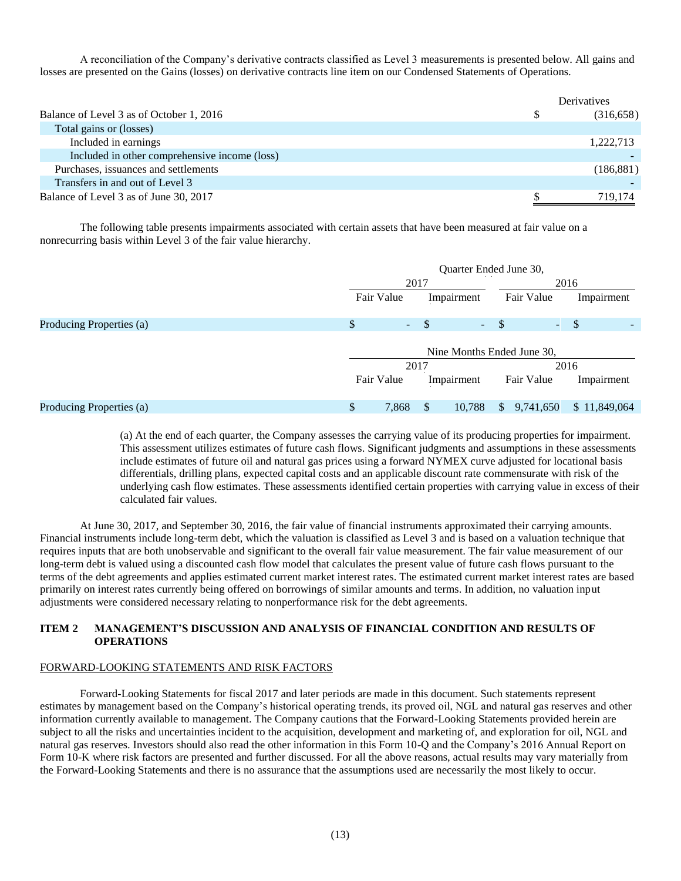A reconciliation of the Company's derivative contracts classified as Level 3 measurements is presented below. All gains and losses are presented on the Gains (losses) on derivative contracts line item on our Condensed Statements of Operations.

| | Derivatives |
|---|---|
| Balance of Level 3 as of October 1, 2016 | $ (316,658) |
| Total gains or (losses) | |
| Included in earnings | 1,222,713 |
| Included in other comprehensive income (loss) | - |
| Purchases, issuances and settlements | (186,881) |
| Transfers in and out of Level 3 | - |
| Balance of Level 3 as of June 30, 2017 | $ 719,174 |

The following table presents impairments associated with certain assets that have been measured at fair value on a nonrecurring basis within Level 3 of the fair value hierarchy.

| | Quarter Ended June 30, | | | |
|---|---|---|---|---|
| | 2017 | | 2016 | |
| | Fair Value | Impairment | Fair Value | Impairment |
| Producing Properties (a) | $ - | $ - | $ - | $ - |
| | **Nine Months Ended June 30,** | | | |
| | 2017 | | 2016 | |
| | Fair Value | Impairment | Fair Value | Impairment |
| Producing Properties (a) | $ 7,868 | $ 10,788 | $ 9,741,650 | $ 11,849,064 |

(a) At the end of each quarter, the Company assesses the carrying value of its producing properties for impairment. This assessment utilizes estimates of future cash flows. Significant judgments and assumptions in these assessments include estimates of future oil and natural gas prices using a forward NYMEX curve adjusted for locational basis differentials, drilling plans, expected capital costs and an applicable discount rate commensurate with risk of the underlying cash flow estimates. These assessments identified certain properties with carrying value in excess of their calculated fair values.

At June 30, 2017, and September 30, 2016, the fair value of financial instruments approximated their carrying amounts. Financial instruments include long-term debt, which the valuation is classified as Level 3 and is based on a valuation technique that requires inputs that are both unobservable and significant to the overall fair value measurement. The fair value measurement of our long-term debt is valued using a discounted cash flow model that calculates the present value of future cash flows pursuant to the terms of the debt agreements and applies estimated current market interest rates. The estimated current market interest rates are based primarily on interest rates currently being offered on borrowings of similar amounts and terms. In addition, no valuation input adjustments were considered necessary relating to nonperformance risk for the debt agreements.

## ITEM 2 MANAGEMENT'S DISCUSSION AND ANALYSIS OF FINANCIAL CONDITION AND RESULTS OF OPERATIONS

### FORWARD-LOOKING STATEMENTS AND RISK FACTORS

Forward-Looking Statements for fiscal 2017 and later periods are made in this document. Such statements represent estimates by management based on the Company's historical operating trends, its proved oil, NGL and natural gas reserves and other information currently available to management. The Company cautions that the Forward-Looking Statements provided herein are subject to all the risks and uncertainties incident to the acquisition, development and marketing of, and exploration for oil, NGL and natural gas reserves. Investors should also read the other information in this Form 10-Q and the Company's 2016 Annual Report on Form 10-K where risk factors are presented and further discussed. For all the above reasons, actual results may vary materially from the Forward-Looking Statements and there is no assurance that the assumptions used are necessarily the most likely to occur.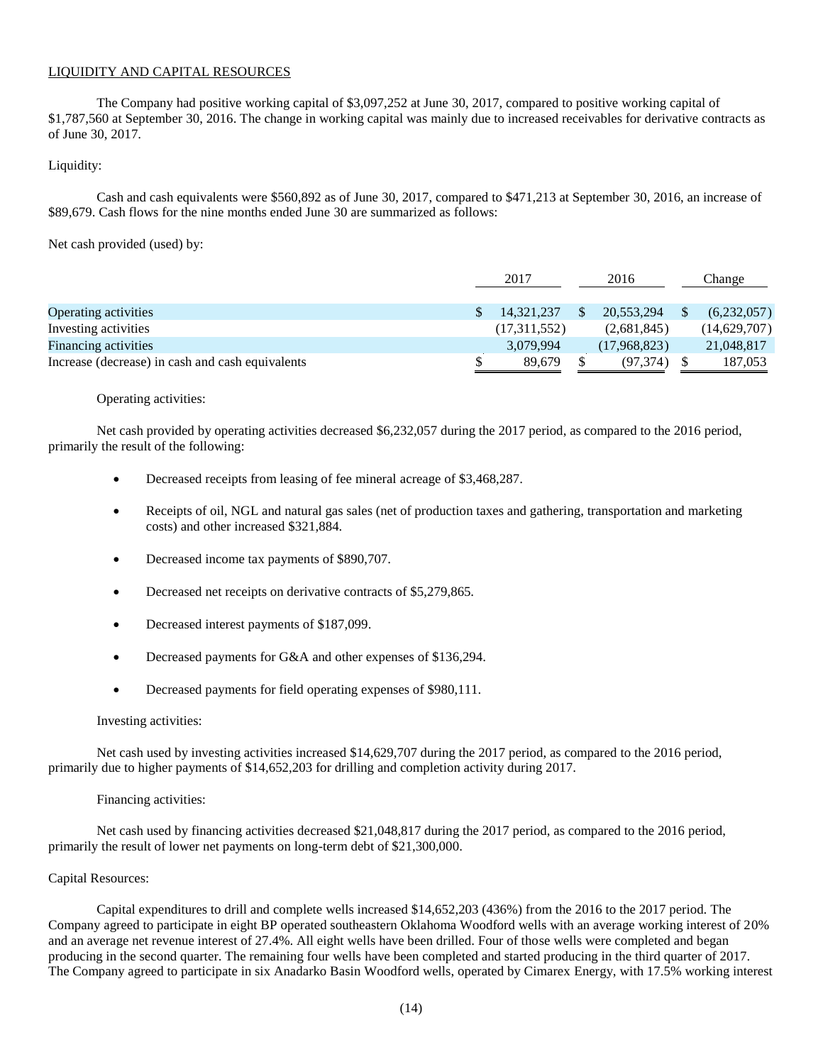LIQUIDITY AND CAPITAL RESOURCES

The Company had positive working capital of $3,097,252 at June 30, 2017, compared to positive working capital of $1,787,560 at September 30, 2016. The change in working capital was mainly due to increased receivables for derivative contracts as of June 30, 2017.

Liquidity:

Cash and cash equivalents were $560,892 as of June 30, 2017, compared to $471,213 at September 30, 2016, an increase of $89,679. Cash flows for the nine months ended June 30 are summarized as follows:

Net cash provided (used) by:

| | 2017 | 2016 | Change |
|---|---|---|---|
| Operating activities | $ 14,321,237 | $ 20,553,294 | $ (6,232,057) |
| Investing activities | (17,311,552) | (2,681,845) | (14,629,707) |
| Financing activities | 3,079,994 | (17,968,823) | 21,048,817 |
| Increase (decrease) in cash and cash equivalents | $ 89,679 | $ (97,374) | $ 187,053 |

Operating activities:

Net cash provided by operating activities decreased $6,232,057 during the 2017 period, as compared to the 2016 period, primarily the result of the following:

- Decreased receipts from leasing of fee mineral acreage of $3,468,287.
- Receipts of oil, NGL and natural gas sales (net of production taxes and gathering, transportation and marketing costs) and other increased $321,884.
- Decreased income tax payments of $890,707.
- Decreased net receipts on derivative contracts of $5,279,865.
- Decreased interest payments of $187,099.
- Decreased payments for G&A and other expenses of $136,294.
- Decreased payments for field operating expenses of $980,111.

Investing activities:

Net cash used by investing activities increased $14,629,707 during the 2017 period, as compared to the 2016 period, primarily due to higher payments of $14,652,203 for drilling and completion activity during 2017.

Financing activities:

Net cash used by financing activities decreased $21,048,817 during the 2017 period, as compared to the 2016 period, primarily the result of lower net payments on long-term debt of $21,300,000.

Capital Resources:

Capital expenditures to drill and complete wells increased $14,652,203 (436%) from the 2016 to the 2017 period. The Company agreed to participate in eight BP operated southeastern Oklahoma Woodford wells with an average working interest of 20% and an average net revenue interest of 27.4%. All eight wells have been drilled. Four of those wells were completed and began producing in the second quarter. The remaining four wells have been completed and started producing in the third quarter of 2017. The Company agreed to participate in six Anadarko Basin Woodford wells, operated by Cimarex Energy, with 17.5% working interest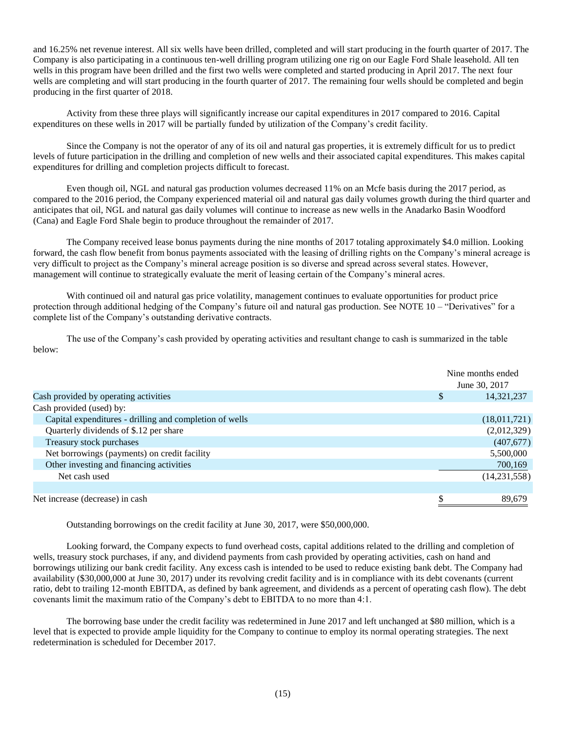and 16.25% net revenue interest. All six wells have been drilled, completed and will start producing in the fourth quarter of 2017. The Company is also participating in a continuous ten-well drilling program utilizing one rig on our Eagle Ford Shale leasehold. All ten wells in this program have been drilled and the first two wells were completed and started producing in April 2017. The next four wells are completing and will start producing in the fourth quarter of 2017. The remaining four wells should be completed and begin producing in the first quarter of 2018.

Activity from these three plays will significantly increase our capital expenditures in 2017 compared to 2016. Capital expenditures on these wells in 2017 will be partially funded by utilization of the Company's credit facility.

Since the Company is not the operator of any of its oil and natural gas properties, it is extremely difficult for us to predict levels of future participation in the drilling and completion of new wells and their associated capital expenditures. This makes capital expenditures for drilling and completion projects difficult to forecast.

Even though oil, NGL and natural gas production volumes decreased 11% on an Mcfe basis during the 2017 period, as compared to the 2016 period, the Company experienced material oil and natural gas daily volumes growth during the third quarter and anticipates that oil, NGL and natural gas daily volumes will continue to increase as new wells in the Anadarko Basin Woodford (Cana) and Eagle Ford Shale begin to produce throughout the remainder of 2017.

The Company received lease bonus payments during the nine months of 2017 totaling approximately $4.0 million. Looking forward, the cash flow benefit from bonus payments associated with the leasing of drilling rights on the Company's mineral acreage is very difficult to project as the Company's mineral acreage position is so diverse and spread across several states. However, management will continue to strategically evaluate the merit of leasing certain of the Company's mineral acres.

With continued oil and natural gas price volatility, management continues to evaluate opportunities for product price protection through additional hedging of the Company's future oil and natural gas production. See NOTE 10 – "Derivatives" for a complete list of the Company's outstanding derivative contracts.

The use of the Company's cash provided by operating activities and resultant change to cash is summarized in the table below:

| | Nine months ended June 30, 2017 |
|---|---|
| Cash provided by operating activities | $ 14,321,237 |
| Cash provided (used) by: | |
| Capital expenditures - drilling and completion of wells | (18,011,721) |
| Quarterly dividends of $.12 per share | (2,012,329) |
| Treasury stock purchases | (407,677) |
| Net borrowings (payments) on credit facility | 5,500,000 |
| Other investing and financing activities | 700,169 |
| Net cash used | (14,231,558) |
| | |
| Net increase (decrease) in cash | $ 89,679 |

Outstanding borrowings on the credit facility at June 30, 2017, were $50,000,000.

Looking forward, the Company expects to fund overhead costs, capital additions related to the drilling and completion of wells, treasury stock purchases, if any, and dividend payments from cash provided by operating activities, cash on hand and borrowings utilizing our bank credit facility. Any excess cash is intended to be used to reduce existing bank debt. The Company had availability ($30,000,000 at June 30, 2017) under its revolving credit facility and is in compliance with its debt covenants (current ratio, debt to trailing 12-month EBITDA, as defined by bank agreement, and dividends as a percent of operating cash flow). The debt covenants limit the maximum ratio of the Company's debt to EBITDA to no more than 4:1.

The borrowing base under the credit facility was redetermined in June 2017 and left unchanged at $80 million, which is a level that is expected to provide ample liquidity for the Company to continue to employ its normal operating strategies. The next redetermination is scheduled for December 2017.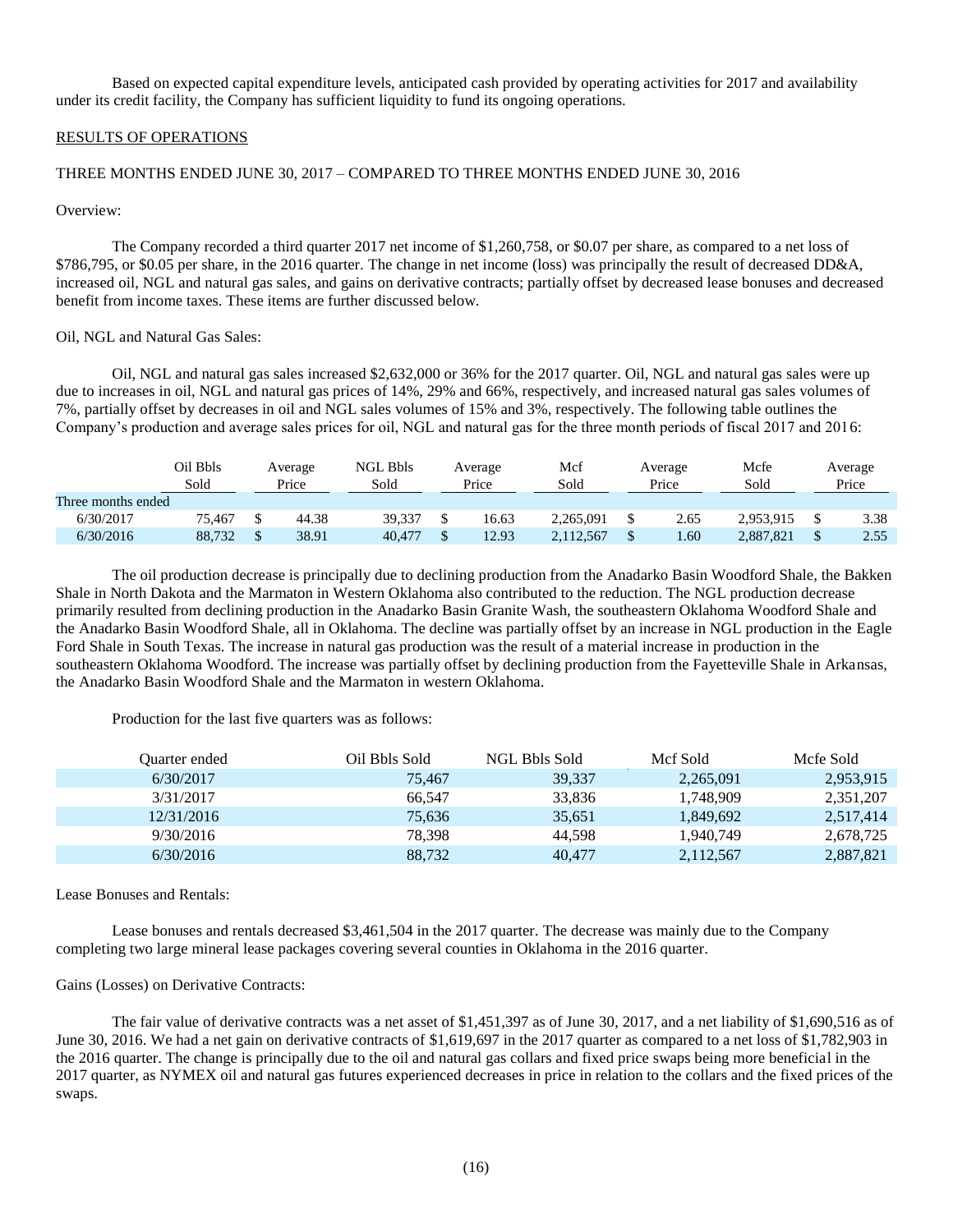Based on expected capital expenditure levels, anticipated cash provided by operating activities for 2017 and availability under its credit facility, the Company has sufficient liquidity to fund its ongoing operations.

RESULTS OF OPERATIONS

THREE MONTHS ENDED JUNE 30, 2017 – COMPARED TO THREE MONTHS ENDED JUNE 30, 2016

Overview:

The Company recorded a third quarter 2017 net income of $1,260,758, or $0.07 per share, as compared to a net loss of $786,795, or $0.05 per share, in the 2016 quarter. The change in net income (loss) was principally the result of decreased DD&A, increased oil, NGL and natural gas sales, and gains on derivative contracts; partially offset by decreased lease bonuses and decreased benefit from income taxes. These items are further discussed below.

Oil, NGL and Natural Gas Sales:

Oil, NGL and natural gas sales increased $2,632,000 or 36% for the 2017 quarter. Oil, NGL and natural gas sales were up due to increases in oil, NGL and natural gas prices of 14%, 29% and 66%, respectively, and increased natural gas sales volumes of 7%, partially offset by decreases in oil and NGL sales volumes of 15% and 3%, respectively. The following table outlines the Company's production and average sales prices for oil, NGL and natural gas for the three month periods of fiscal 2017 and 2016:

| | Oil Bbls Sold | Average Price | NGL Bbls Sold | Average Price | Mcf Sold | Average Price | Mcfe Sold | Average Price |
|---|---|---|---|---|---|---|---|---|
| Three months ended | | | | | | | | |
| 6/30/2017 | 75,467 | $ 44.38 | 39,337 | $ 16.63 | 2,265,091 | $ 2.65 | 2,953,915 | $ 3.38 |
| 6/30/2016 | 88,732 | $ 38.91 | 40,477 | $ 12.93 | 2,112,567 | $ 1.60 | 2,887,821 | $ 2.55 |

The oil production decrease is principally due to declining production from the Anadarko Basin Woodford Shale, the Bakken Shale in North Dakota and the Marmaton in Western Oklahoma also contributed to the reduction. The NGL production decrease primarily resulted from declining production in the Anadarko Basin Granite Wash, the southeastern Oklahoma Woodford Shale and the Anadarko Basin Woodford Shale, all in Oklahoma. The decline was partially offset by an increase in NGL production in the Eagle Ford Shale in South Texas. The increase in natural gas production was the result of a material increase in production in the southeastern Oklahoma Woodford. The increase was partially offset by declining production from the Fayetteville Shale in Arkansas, the Anadarko Basin Woodford Shale and the Marmaton in western Oklahoma.

Production for the last five quarters was as follows:

| Quarter ended | Oil Bbls Sold | NGL Bbls Sold | Mcf Sold | Mcfe Sold |
|---|---|---|---|---|
| 6/30/2017 | 75,467 | 39,337 | 2,265,091 | 2,953,915 |
| 3/31/2017 | 66,547 | 33,836 | 1,748,909 | 2,351,207 |
| 12/31/2016 | 75,636 | 35,651 | 1,849,692 | 2,517,414 |
| 9/30/2016 | 78,398 | 44,598 | 1,940,749 | 2,678,725 |
| 6/30/2016 | 88,732 | 40,477 | 2,112,567 | 2,887,821 |

Lease Bonuses and Rentals:

Lease bonuses and rentals decreased $3,461,504 in the 2017 quarter. The decrease was mainly due to the Company completing two large mineral lease packages covering several counties in Oklahoma in the 2016 quarter.

Gains (Losses) on Derivative Contracts:

The fair value of derivative contracts was a net asset of $1,451,397 as of June 30, 2017, and a net liability of $1,690,516 as of June 30, 2016. We had a net gain on derivative contracts of $1,619,697 in the 2017 quarter as compared to a net loss of $1,782,903 in the 2016 quarter. The change is principally due to the oil and natural gas collars and fixed price swaps being more beneficial in the 2017 quarter, as NYMEX oil and natural gas futures experienced decreases in price in relation to the collars and the fixed prices of the swaps.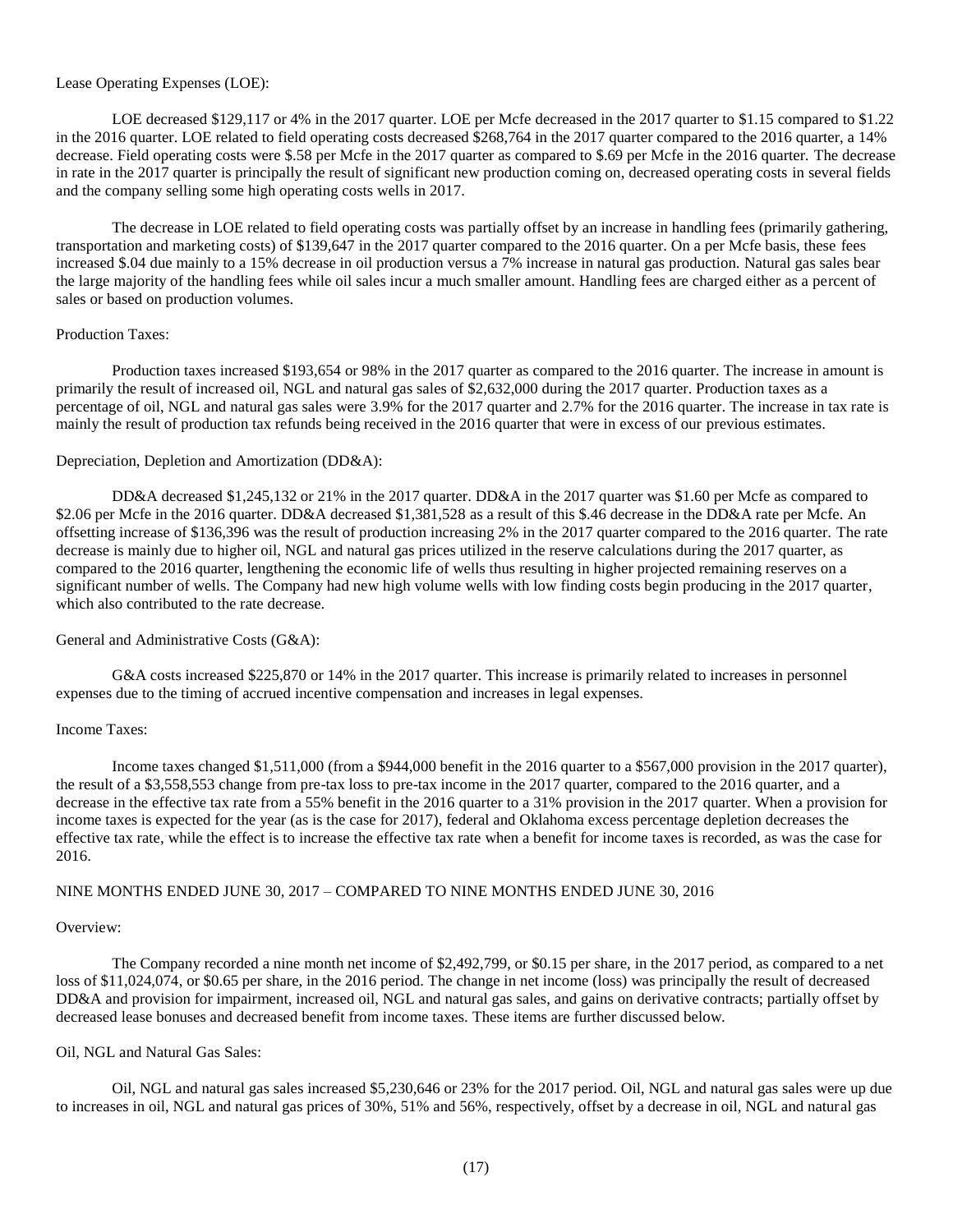Lease Operating Expenses (LOE):

LOE decreased $129,117 or 4% in the 2017 quarter. LOE per Mcfe decreased in the 2017 quarter to $1.15 compared to $1.22 in the 2016 quarter. LOE related to field operating costs decreased $268,764 in the 2017 quarter compared to the 2016 quarter, a 14% decrease. Field operating costs were $.58 per Mcfe in the 2017 quarter as compared to $.69 per Mcfe in the 2016 quarter. The decrease in rate in the 2017 quarter is principally the result of significant new production coming on, decreased operating costs in several fields and the company selling some high operating costs wells in 2017.

The decrease in LOE related to field operating costs was partially offset by an increase in handling fees (primarily gathering, transportation and marketing costs) of $139,647 in the 2017 quarter compared to the 2016 quarter. On a per Mcfe basis, these fees increased $.04 due mainly to a 15% decrease in oil production versus a 7% increase in natural gas production. Natural gas sales bear the large majority of the handling fees while oil sales incur a much smaller amount. Handling fees are charged either as a percent of sales or based on production volumes.

Production Taxes:

Production taxes increased $193,654 or 98% in the 2017 quarter as compared to the 2016 quarter. The increase in amount is primarily the result of increased oil, NGL and natural gas sales of $2,632,000 during the 2017 quarter. Production taxes as a percentage of oil, NGL and natural gas sales were 3.9% for the 2017 quarter and 2.7% for the 2016 quarter. The increase in tax rate is mainly the result of production tax refunds being received in the 2016 quarter that were in excess of our previous estimates.

Depreciation, Depletion and Amortization (DD&A):

DD&A decreased $1,245,132 or 21% in the 2017 quarter. DD&A in the 2017 quarter was $1.60 per Mcfe as compared to $2.06 per Mcfe in the 2016 quarter. DD&A decreased $1,381,528 as a result of this $.46 decrease in the DD&A rate per Mcfe. An offsetting increase of $136,396 was the result of production increasing 2% in the 2017 quarter compared to the 2016 quarter. The rate decrease is mainly due to higher oil, NGL and natural gas prices utilized in the reserve calculations during the 2017 quarter, as compared to the 2016 quarter, lengthening the economic life of wells thus resulting in higher projected remaining reserves on a significant number of wells. The Company had new high volume wells with low finding costs begin producing in the 2017 quarter, which also contributed to the rate decrease.

General and Administrative Costs (G&A):

G&A costs increased $225,870 or 14% in the 2017 quarter. This increase is primarily related to increases in personnel expenses due to the timing of accrued incentive compensation and increases in legal expenses.

Income Taxes:

Income taxes changed $1,511,000 (from a $944,000 benefit in the 2016 quarter to a $567,000 provision in the 2017 quarter), the result of a $3,558,553 change from pre-tax loss to pre-tax income in the 2017 quarter, compared to the 2016 quarter, and a decrease in the effective tax rate from a 55% benefit in the 2016 quarter to a 31% provision in the 2017 quarter. When a provision for income taxes is expected for the year (as is the case for 2017), federal and Oklahoma excess percentage depletion decreases the effective tax rate, while the effect is to increase the effective tax rate when a benefit for income taxes is recorded, as was the case for 2016.

NINE MONTHS ENDED JUNE 30, 2017 – COMPARED TO NINE MONTHS ENDED JUNE 30, 2016

Overview:

The Company recorded a nine month net income of $2,492,799, or $0.15 per share, in the 2017 period, as compared to a net loss of $11,024,074, or $0.65 per share, in the 2016 period. The change in net income (loss) was principally the result of decreased DD&A and provision for impairment, increased oil, NGL and natural gas sales, and gains on derivative contracts; partially offset by decreased lease bonuses and decreased benefit from income taxes. These items are further discussed below.

Oil, NGL and Natural Gas Sales:

Oil, NGL and natural gas sales increased $5,230,646 or 23% for the 2017 period. Oil, NGL and natural gas sales were up due to increases in oil, NGL and natural gas prices of 30%, 51% and 56%, respectively, offset by a decrease in oil, NGL and natural gas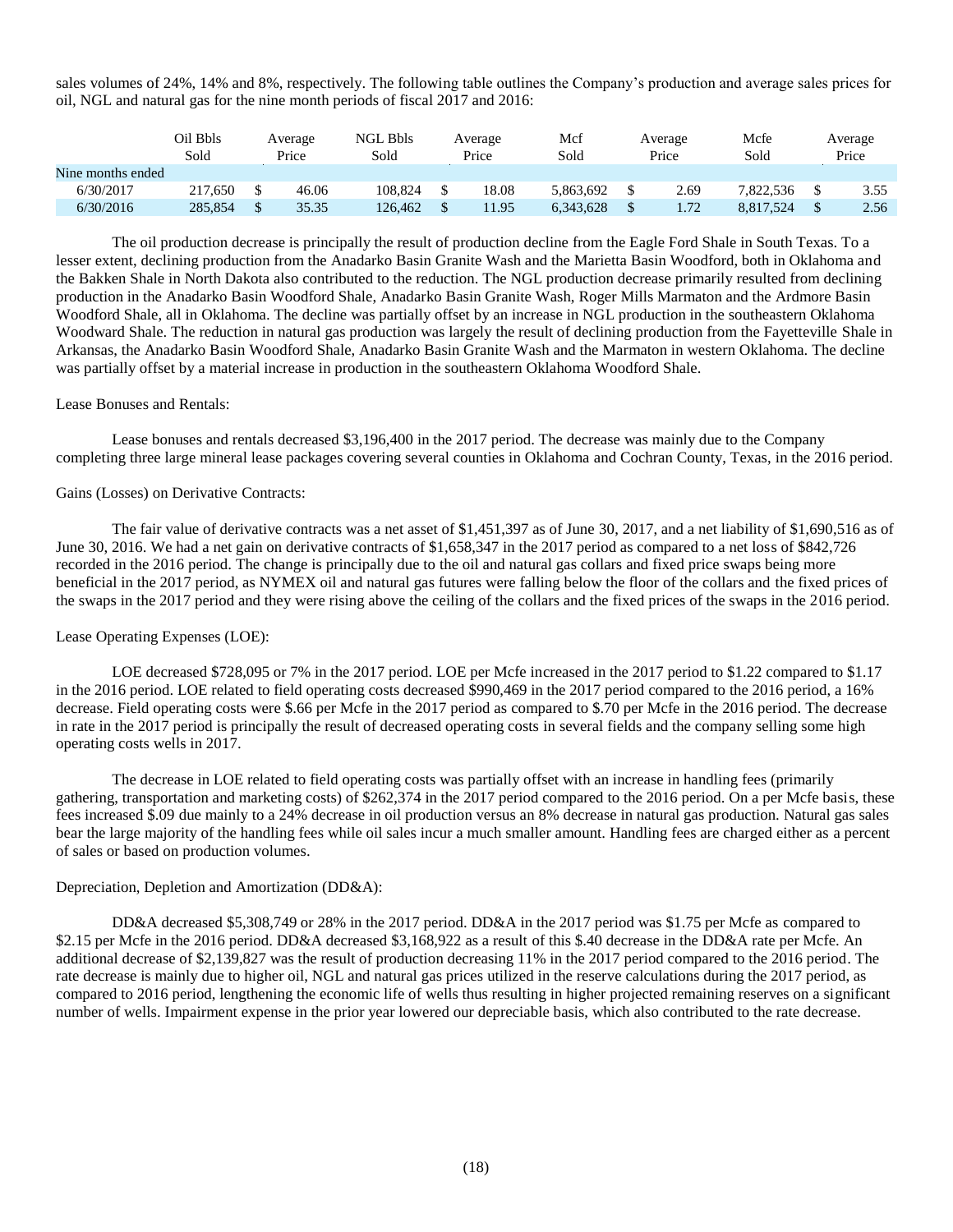sales volumes of 24%, 14% and 8%, respectively. The following table outlines the Company's production and average sales prices for oil, NGL and natural gas for the nine month periods of fiscal 2017 and 2016:

| | Oil Bbls Sold | Average Price | NGL Bbls Sold | Average Price | Mcf Sold | Average Price | Mcfe Sold | Average Price |
|---|---|---|---|---|---|---|---|---|
| Nine months ended | | | | | | | | |
| 6/30/2017 | 217,650 | $ 46.06 | 108,824 | $ 18.08 | 5,863,692 | $ 2.69 | 7,822,536 | $ 3.55 |
| 6/30/2016 | 285,854 | $ 35.35 | 126,462 | $ 11.95 | 6,343,628 | $ 1.72 | 8,817,524 | $ 2.56 |

The oil production decrease is principally the result of production decline from the Eagle Ford Shale in South Texas. To a lesser extent, declining production from the Anadarko Basin Granite Wash and the Marietta Basin Woodford, both in Oklahoma and the Bakken Shale in North Dakota also contributed to the reduction. The NGL production decrease primarily resulted from declining production in the Anadarko Basin Woodford Shale, Anadarko Basin Granite Wash, Roger Mills Marmaton and the Ardmore Basin Woodford Shale, all in Oklahoma. The decline was partially offset by an increase in NGL production in the southeastern Oklahoma Woodward Shale. The reduction in natural gas production was largely the result of declining production from the Fayetteville Shale in Arkansas, the Anadarko Basin Woodford Shale, Anadarko Basin Granite Wash and the Marmaton in western Oklahoma. The decline was partially offset by a material increase in production in the southeastern Oklahoma Woodford Shale.

Lease Bonuses and Rentals:

Lease bonuses and rentals decreased $3,196,400 in the 2017 period. The decrease was mainly due to the Company completing three large mineral lease packages covering several counties in Oklahoma and Cochran County, Texas, in the 2016 period.

Gains (Losses) on Derivative Contracts:

The fair value of derivative contracts was a net asset of $1,451,397 as of June 30, 2017, and a net liability of $1,690,516 as of June 30, 2016. We had a net gain on derivative contracts of $1,658,347 in the 2017 period as compared to a net loss of $842,726 recorded in the 2016 period. The change is principally due to the oil and natural gas collars and fixed price swaps being more beneficial in the 2017 period, as NYMEX oil and natural gas futures were falling below the floor of the collars and the fixed prices of the swaps in the 2017 period and they were rising above the ceiling of the collars and the fixed prices of the swaps in the 2016 period.

Lease Operating Expenses (LOE):

LOE decreased $728,095 or 7% in the 2017 period. LOE per Mcfe increased in the 2017 period to $1.22 compared to $1.17 in the 2016 period. LOE related to field operating costs decreased $990,469 in the 2017 period compared to the 2016 period, a 16% decrease. Field operating costs were $.66 per Mcfe in the 2017 period as compared to $.70 per Mcfe in the 2016 period. The decrease in rate in the 2017 period is principally the result of decreased operating costs in several fields and the company selling some high operating costs wells in 2017.

The decrease in LOE related to field operating costs was partially offset with an increase in handling fees (primarily gathering, transportation and marketing costs) of $262,374 in the 2017 period compared to the 2016 period. On a per Mcfe basis, these fees increased $.09 due mainly to a 24% decrease in oil production versus an 8% decrease in natural gas production. Natural gas sales bear the large majority of the handling fees while oil sales incur a much smaller amount. Handling fees are charged either as a percent of sales or based on production volumes.

Depreciation, Depletion and Amortization (DD&A):

DD&A decreased $5,308,749 or 28% in the 2017 period. DD&A in the 2017 period was $1.75 per Mcfe as compared to $2.15 per Mcfe in the 2016 period. DD&A decreased $3,168,922 as a result of this $.40 decrease in the DD&A rate per Mcfe. An additional decrease of $2,139,827 was the result of production decreasing 11% in the 2017 period compared to the 2016 period. The rate decrease is mainly due to higher oil, NGL and natural gas prices utilized in the reserve calculations during the 2017 period, as compared to 2016 period, lengthening the economic life of wells thus resulting in higher projected remaining reserves on a significant number of wells. Impairment expense in the prior year lowered our depreciable basis, which also contributed to the rate decrease.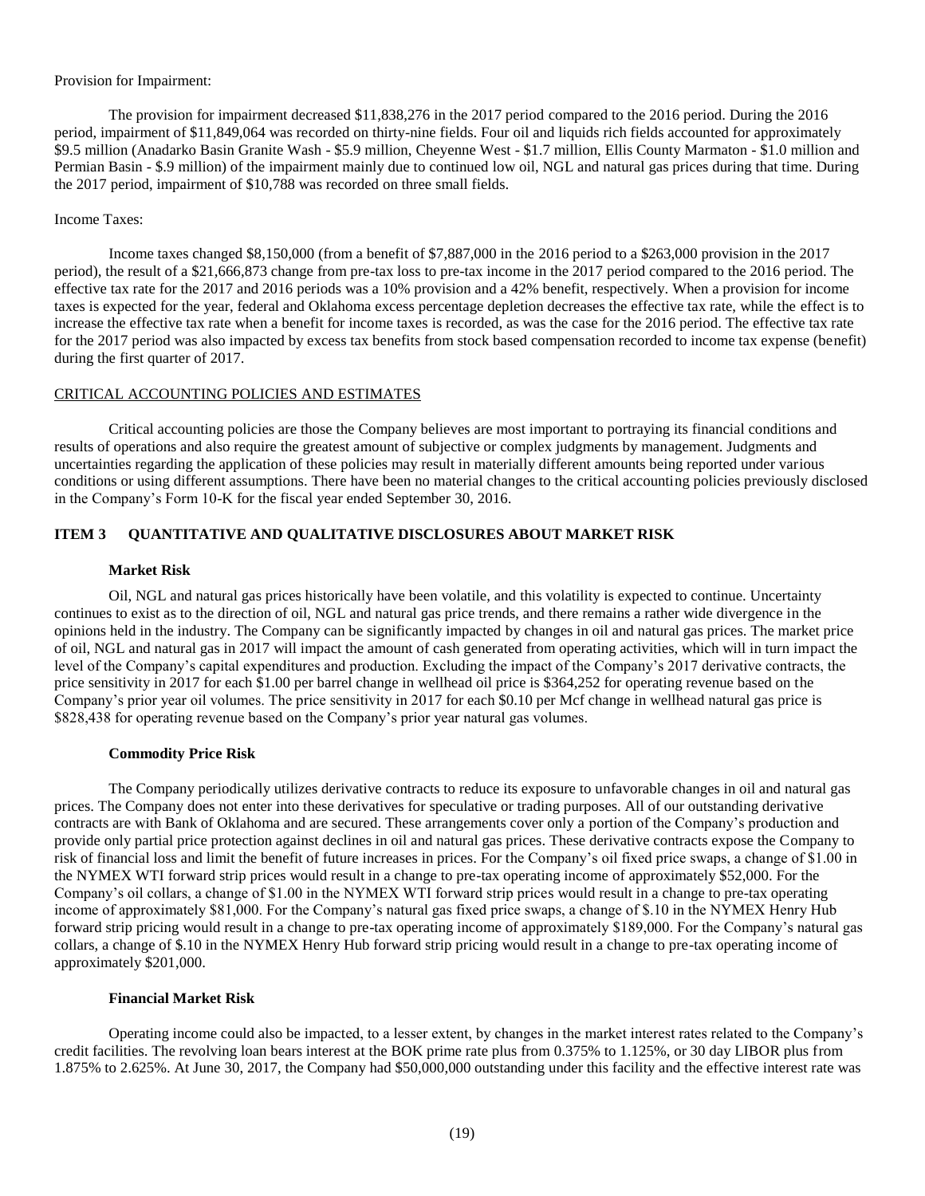Provision for Impairment:

The provision for impairment decreased $11,838,276 in the 2017 period compared to the 2016 period. During the 2016 period, impairment of $11,849,064 was recorded on thirty-nine fields. Four oil and liquids rich fields accounted for approximately $9.5 million (Anadarko Basin Granite Wash - $5.9 million, Cheyenne West - $1.7 million, Ellis County Marmaton - $1.0 million and Permian Basin - $.9 million) of the impairment mainly due to continued low oil, NGL and natural gas prices during that time. During the 2017 period, impairment of $10,788 was recorded on three small fields.

Income Taxes:

Income taxes changed $8,150,000 (from a benefit of $7,887,000 in the 2016 period to a $263,000 provision in the 2017 period), the result of a $21,666,873 change from pre-tax loss to pre-tax income in the 2017 period compared to the 2016 period. The effective tax rate for the 2017 and 2016 periods was a 10% provision and a 42% benefit, respectively. When a provision for income taxes is expected for the year, federal and Oklahoma excess percentage depletion decreases the effective tax rate, while the effect is to increase the effective tax rate when a benefit for income taxes is recorded, as was the case for the 2016 period. The effective tax rate for the 2017 period was also impacted by excess tax benefits from stock based compensation recorded to income tax expense (benefit) during the first quarter of 2017.

CRITICAL ACCOUNTING POLICIES AND ESTIMATES

Critical accounting policies are those the Company believes are most important to portraying its financial conditions and results of operations and also require the greatest amount of subjective or complex judgments by management. Judgments and uncertainties regarding the application of these policies may result in materially different amounts being reported under various conditions or using different assumptions. There have been no material changes to the critical accounting policies previously disclosed in the Company's Form 10-K for the fiscal year ended September 30, 2016.

## ITEM 3 QUANTITATIVE AND QUALITATIVE DISCLOSURES ABOUT MARKET RISK

### Market Risk

Oil, NGL and natural gas prices historically have been volatile, and this volatility is expected to continue. Uncertainty continues to exist as to the direction of oil, NGL and natural gas price trends, and there remains a rather wide divergence in the opinions held in the industry. The Company can be significantly impacted by changes in oil and natural gas prices. The market price of oil, NGL and natural gas in 2017 will impact the amount of cash generated from operating activities, which will in turn impact the level of the Company's capital expenditures and production. Excluding the impact of the Company's 2017 derivative contracts, the price sensitivity in 2017 for each $1.00 per barrel change in wellhead oil price is $364,252 for operating revenue based on the Company's prior year oil volumes. The price sensitivity in 2017 for each $0.10 per Mcf change in wellhead natural gas price is $828,438 for operating revenue based on the Company's prior year natural gas volumes.

### Commodity Price Risk

The Company periodically utilizes derivative contracts to reduce its exposure to unfavorable changes in oil and natural gas prices. The Company does not enter into these derivatives for speculative or trading purposes. All of our outstanding derivative contracts are with Bank of Oklahoma and are secured. These arrangements cover only a portion of the Company's production and provide only partial price protection against declines in oil and natural gas prices. These derivative contracts expose the Company to risk of financial loss and limit the benefit of future increases in prices. For the Company's oil fixed price swaps, a change of $1.00 in the NYMEX WTI forward strip prices would result in a change to pre-tax operating income of approximately $52,000. For the Company's oil collars, a change of $1.00 in the NYMEX WTI forward strip prices would result in a change to pre-tax operating income of approximately $81,000. For the Company's natural gas fixed price swaps, a change of $.10 in the NYMEX Henry Hub forward strip pricing would result in a change to pre-tax operating income of approximately $189,000. For the Company's natural gas collars, a change of $.10 in the NYMEX Henry Hub forward strip pricing would result in a change to pre-tax operating income of approximately $201,000.

### Financial Market Risk

Operating income could also be impacted, to a lesser extent, by changes in the market interest rates related to the Company's credit facilities. The revolving loan bears interest at the BOK prime rate plus from 0.375% to 1.125%, or 30 day LIBOR plus from 1.875% to 2.625%. At June 30, 2017, the Company had $50,000,000 outstanding under this facility and the effective interest rate was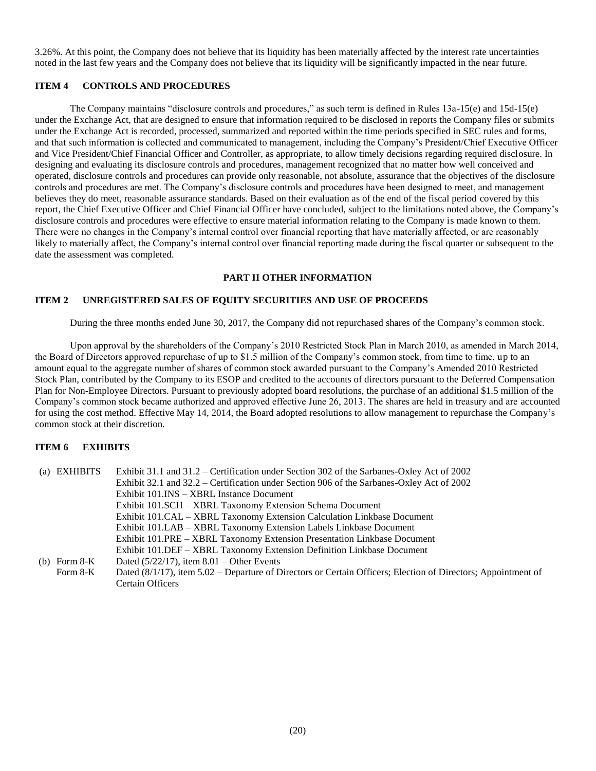3.26%. At this point, the Company does not believe that its liquidity has been materially affected by the interest rate uncertainties noted in the last few years and the Company does not believe that its liquidity will be significantly impacted in the near future.

### ITEM 4 CONTROLS AND PROCEDURES

The Company maintains "disclosure controls and procedures," as such term is defined in Rules 13a-15(e) and 15d-15(e) under the Exchange Act, that are designed to ensure that information required to be disclosed in reports the Company files or submits under the Exchange Act is recorded, processed, summarized and reported within the time periods specified in SEC rules and forms, and that such information is collected and communicated to management, including the Company's President/Chief Executive Officer and Vice President/Chief Financial Officer and Controller, as appropriate, to allow timely decisions regarding required disclosure. In designing and evaluating its disclosure controls and procedures, management recognized that no matter how well conceived and operated, disclosure controls and procedures can provide only reasonable, not absolute, assurance that the objectives of the disclosure controls and procedures are met. The Company's disclosure controls and procedures have been designed to meet, and management believes they do meet, reasonable assurance standards. Based on their evaluation as of the end of the fiscal period covered by this report, the Chief Executive Officer and Chief Financial Officer have concluded, subject to the limitations noted above, the Company's disclosure controls and procedures were effective to ensure material information relating to the Company is made known to them. There were no changes in the Company's internal control over financial reporting that have materially affected, or are reasonably likely to materially affect, the Company's internal control over financial reporting made during the fiscal quarter or subsequent to the date the assessment was completed.

## PART II OTHER INFORMATION

### ITEM 2 UNREGISTERED SALES OF EQUITY SECURITIES AND USE OF PROCEEDS

During the three months ended June 30, 2017, the Company did not repurchased shares of the Company's common stock.

Upon approval by the shareholders of the Company's 2010 Restricted Stock Plan in March 2010, as amended in March 2014, the Board of Directors approved repurchase of up to $1.5 million of the Company's common stock, from time to time, up to an amount equal to the aggregate number of shares of common stock awarded pursuant to the Company's Amended 2010 Restricted Stock Plan, contributed by the Company to its ESOP and credited to the accounts of directors pursuant to the Deferred Compensation Plan for Non-Employee Directors. Pursuant to previously adopted board resolutions, the purchase of an additional $1.5 million of the Company's common stock became authorized and approved effective June 26, 2013. The shares are held in treasury and are accounted for using the cost method. Effective May 14, 2014, the Board adopted resolutions to allow management to repurchase the Company's common stock at their discretion.

### ITEM 6 EXHIBITS

(a) EXHIBITS

- Exhibit 31.1 and 31.2 – Certification under Section 302 of the Sarbanes-Oxley Act of 2002
- Exhibit 32.1 and 32.2 – Certification under Section 906 of the Sarbanes-Oxley Act of 2002
- Exhibit 101.INS – XBRL Instance Document
- Exhibit 101.SCH – XBRL Taxonomy Extension Schema Document
- Exhibit 101.CAL – XBRL Taxonomy Extension Calculation Linkbase Document
- Exhibit 101.LAB – XBRL Taxonomy Extension Labels Linkbase Document
- Exhibit 101.PRE – XBRL Taxonomy Extension Presentation Linkbase Document
- Exhibit 101.DEF – XBRL Taxonomy Extension Definition Linkbase Document

(b)

- Form 8-K Dated (5/22/17), item 8.01 – Other Events
- Form 8-K Dated (8/1/17), item 5.02 – Departure of Directors or Certain Officers; Election of Directors; Appointment of Certain Officers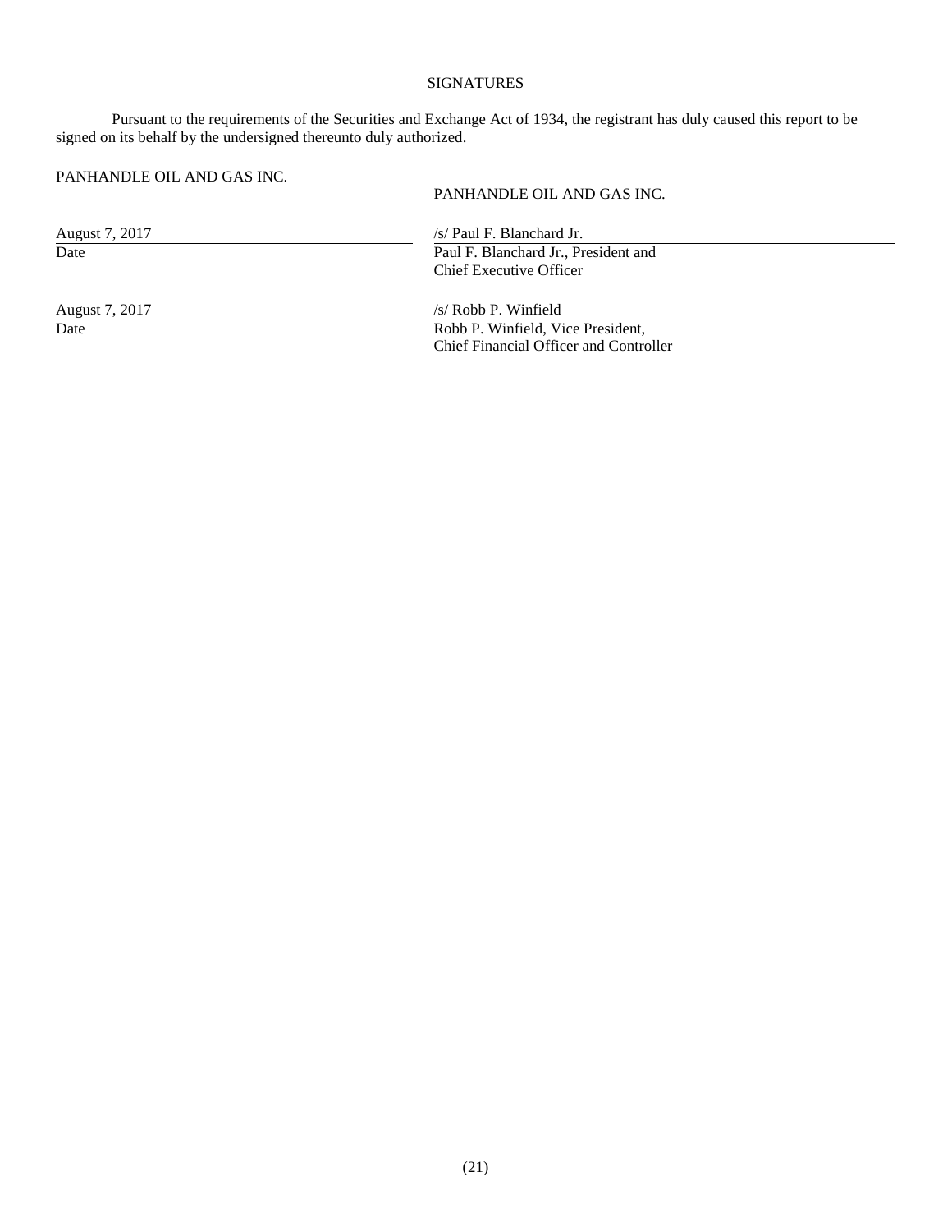# SIGNATURES

Pursuant to the requirements of the Securities and Exchange Act of 1934, the registrant has duly caused this report to be signed on its behalf by the undersigned thereunto duly authorized.

PANHANDLE OIL AND GAS INC.

PANHANDLE OIL AND GAS INC.

| | |
|---|---|
| August 7, 2017 | /s/ Paul F. Blanchard Jr. |
| Date | Paul F. Blanchard Jr., President and Chief Executive Officer |
| August 7, 2017 | /s/ Robb P. Winfield |
| Date | Robb P. Winfield, Vice President, Chief Financial Officer and Controller |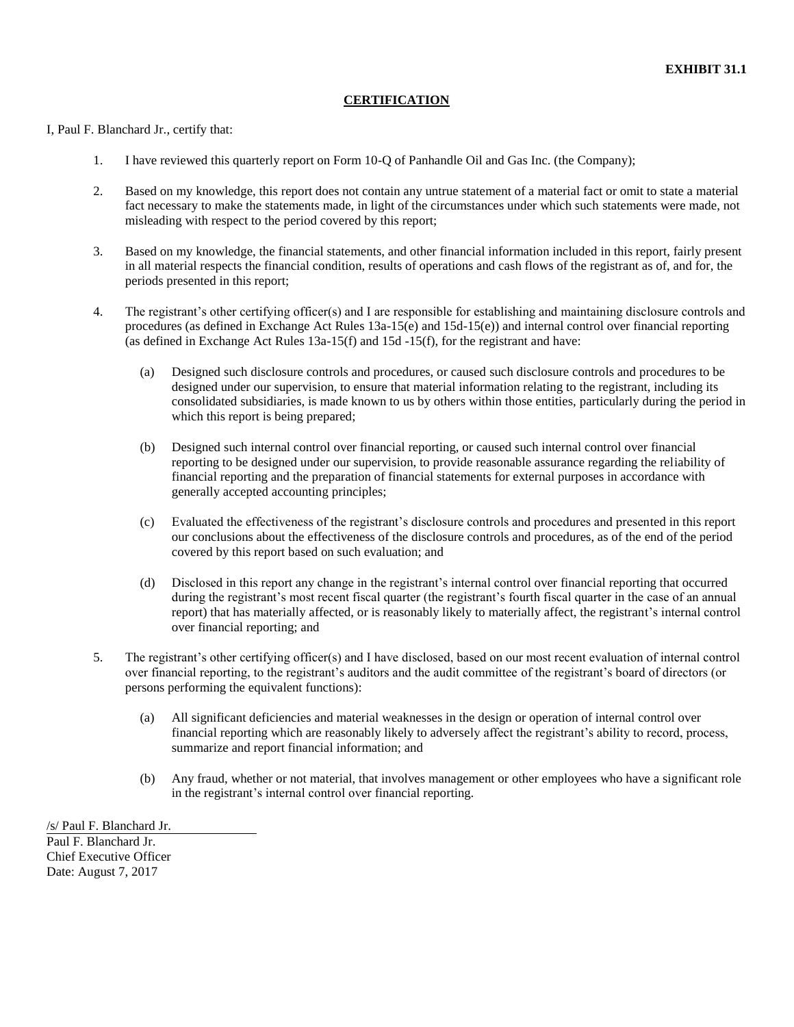**EXHIBIT 31.1**

**CERTIFICATION**

I, Paul F. Blanchard Jr., certify that:

1. I have reviewed this quarterly report on Form 10-Q of Panhandle Oil and Gas Inc. (the Company);

2. Based on my knowledge, this report does not contain any untrue statement of a material fact or omit to state a material fact necessary to make the statements made, in light of the circumstances under which such statements were made, not misleading with respect to the period covered by this report;

3. Based on my knowledge, the financial statements, and other financial information included in this report, fairly present in all material respects the financial condition, results of operations and cash flows of the registrant as of, and for, the periods presented in this report;

4. The registrant's other certifying officer(s) and I are responsible for establishing and maintaining disclosure controls and procedures (as defined in Exchange Act Rules 13a-15(e) and 15d-15(e)) and internal control over financial reporting (as defined in Exchange Act Rules 13a-15(f) and 15d -15(f), for the registrant and have:

   (a) Designed such disclosure controls and procedures, or caused such disclosure controls and procedures to be designed under our supervision, to ensure that material information relating to the registrant, including its consolidated subsidiaries, is made known to us by others within those entities, particularly during the period in which this report is being prepared;

   (b) Designed such internal control over financial reporting, or caused such internal control over financial reporting to be designed under our supervision, to provide reasonable assurance regarding the reliability of financial reporting and the preparation of financial statements for external purposes in accordance with generally accepted accounting principles;

   (c) Evaluated the effectiveness of the registrant's disclosure controls and procedures and presented in this report our conclusions about the effectiveness of the disclosure controls and procedures, as of the end of the period covered by this report based on such evaluation; and

   (d) Disclosed in this report any change in the registrant's internal control over financial reporting that occurred during the registrant's most recent fiscal quarter (the registrant's fourth fiscal quarter in the case of an annual report) that has materially affected, or is reasonably likely to materially affect, the registrant's internal control over financial reporting; and

5. The registrant's other certifying officer(s) and I have disclosed, based on our most recent evaluation of internal control over financial reporting, to the registrant's auditors and the audit committee of the registrant's board of directors (or persons performing the equivalent functions):

   (a) All significant deficiencies and material weaknesses in the design or operation of internal control over financial reporting which are reasonably likely to adversely affect the registrant's ability to record, process, summarize and report financial information; and

   (b) Any fraud, whether or not material, that involves management or other employees who have a significant role in the registrant's internal control over financial reporting.

/s/ Paul F. Blanchard Jr.
Paul F. Blanchard Jr.
Chief Executive Officer
Date: August 7, 2017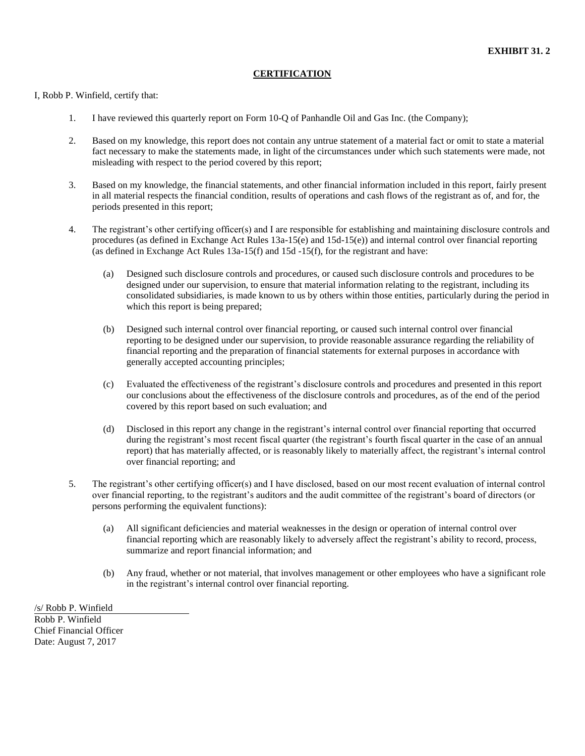**EXHIBIT 31. 2**

**CERTIFICATION**

I, Robb P. Winfield, certify that:

1. I have reviewed this quarterly report on Form 10-Q of Panhandle Oil and Gas Inc. (the Company);

2. Based on my knowledge, this report does not contain any untrue statement of a material fact or omit to state a material fact necessary to make the statements made, in light of the circumstances under which such statements were made, not misleading with respect to the period covered by this report;

3. Based on my knowledge, the financial statements, and other financial information included in this report, fairly present in all material respects the financial condition, results of operations and cash flows of the registrant as of, and for, the periods presented in this report;

4. The registrant's other certifying officer(s) and I are responsible for establishing and maintaining disclosure controls and procedures (as defined in Exchange Act Rules 13a-15(e) and 15d-15(e)) and internal control over financial reporting (as defined in Exchange Act Rules 13a-15(f) and 15d -15(f), for the registrant and have:

   (a) Designed such disclosure controls and procedures, or caused such disclosure controls and procedures to be designed under our supervision, to ensure that material information relating to the registrant, including its consolidated subsidiaries, is made known to us by others within those entities, particularly during the period in which this report is being prepared;

   (b) Designed such internal control over financial reporting, or caused such internal control over financial reporting to be designed under our supervision, to provide reasonable assurance regarding the reliability of financial reporting and the preparation of financial statements for external purposes in accordance with generally accepted accounting principles;

   (c) Evaluated the effectiveness of the registrant's disclosure controls and procedures and presented in this report our conclusions about the effectiveness of the disclosure controls and procedures, as of the end of the period covered by this report based on such evaluation; and

   (d) Disclosed in this report any change in the registrant's internal control over financial reporting that occurred during the registrant's most recent fiscal quarter (the registrant's fourth fiscal quarter in the case of an annual report) that has materially affected, or is reasonably likely to materially affect, the registrant's internal control over financial reporting; and

5. The registrant's other certifying officer(s) and I have disclosed, based on our most recent evaluation of internal control over financial reporting, to the registrant's auditors and the audit committee of the registrant's board of directors (or persons performing the equivalent functions):

   (a) All significant deficiencies and material weaknesses in the design or operation of internal control over financial reporting which are reasonably likely to adversely affect the registrant's ability to record, process, summarize and report financial information; and

   (b) Any fraud, whether or not material, that involves management or other employees who have a significant role in the registrant's internal control over financial reporting.

/s/ Robb P. Winfield
Robb P. Winfield
Chief Financial Officer
Date: August 7, 2017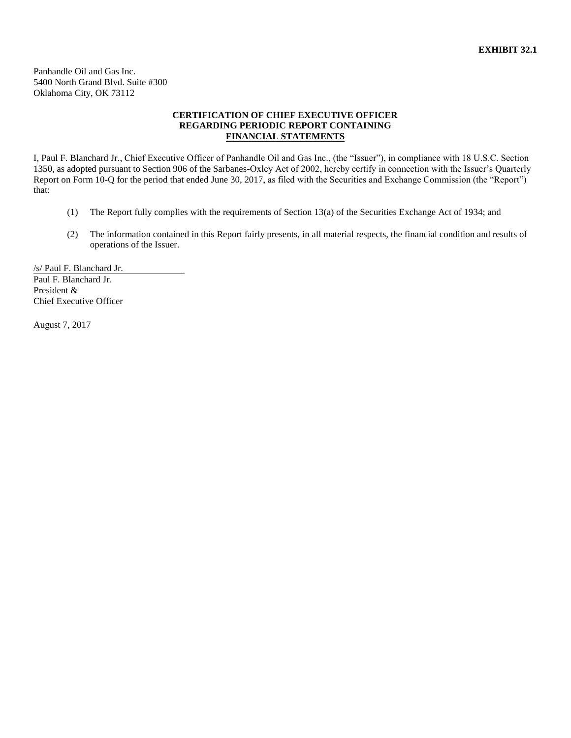**EXHIBIT 32.1**

Panhandle Oil and Gas Inc.
5400 North Grand Blvd. Suite #300
Oklahoma City, OK 73112

**CERTIFICATION OF CHIEF EXECUTIVE OFFICER**
**REGARDING PERIODIC REPORT CONTAINING**
**FINANCIAL STATEMENTS**

I, Paul F. Blanchard Jr., Chief Executive Officer of Panhandle Oil and Gas Inc., (the "Issuer"), in compliance with 18 U.S.C. Section 1350, as adopted pursuant to Section 906 of the Sarbanes-Oxley Act of 2002, hereby certify in connection with the Issuer's Quarterly Report on Form 10-Q for the period that ended June 30, 2017, as filed with the Securities and Exchange Commission (the "Report") that:

(1) The Report fully complies with the requirements of Section 13(a) of the Securities Exchange Act of 1934; and

(2) The information contained in this Report fairly presents, in all material respects, the financial condition and results of operations of the Issuer.

/s/ Paul F. Blanchard Jr.
Paul F. Blanchard Jr.
President &
Chief Executive Officer

August 7, 2017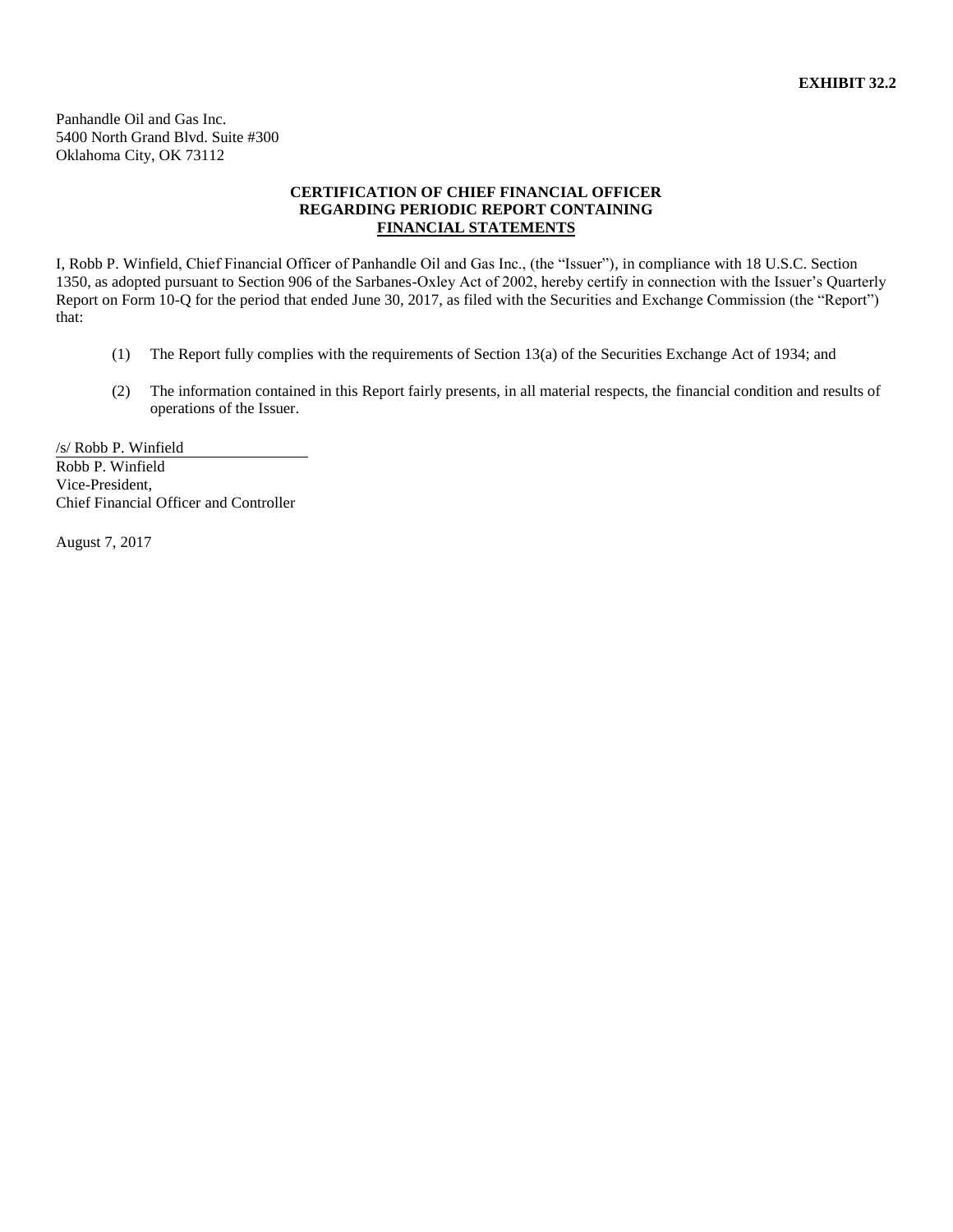**EXHIBIT 32.2**

Panhandle Oil and Gas Inc.
5400 North Grand Blvd. Suite #300
Oklahoma City, OK 73112

**CERTIFICATION OF CHIEF FINANCIAL OFFICER**
**REGARDING PERIODIC REPORT CONTAINING**
**FINANCIAL STATEMENTS**

I, Robb P. Winfield, Chief Financial Officer of Panhandle Oil and Gas Inc., (the "Issuer"), in compliance with 18 U.S.C. Section 1350, as adopted pursuant to Section 906 of the Sarbanes-Oxley Act of 2002, hereby certify in connection with the Issuer's Quarterly Report on Form 10-Q for the period that ended June 30, 2017, as filed with the Securities and Exchange Commission (the "Report") that:

(1) The Report fully complies with the requirements of Section 13(a) of the Securities Exchange Act of 1934; and

(2) The information contained in this Report fairly presents, in all material respects, the financial condition and results of operations of the Issuer.

/s/ Robb P. Winfield
Robb P. Winfield
Vice-President,
Chief Financial Officer and Controller

August 7, 2017